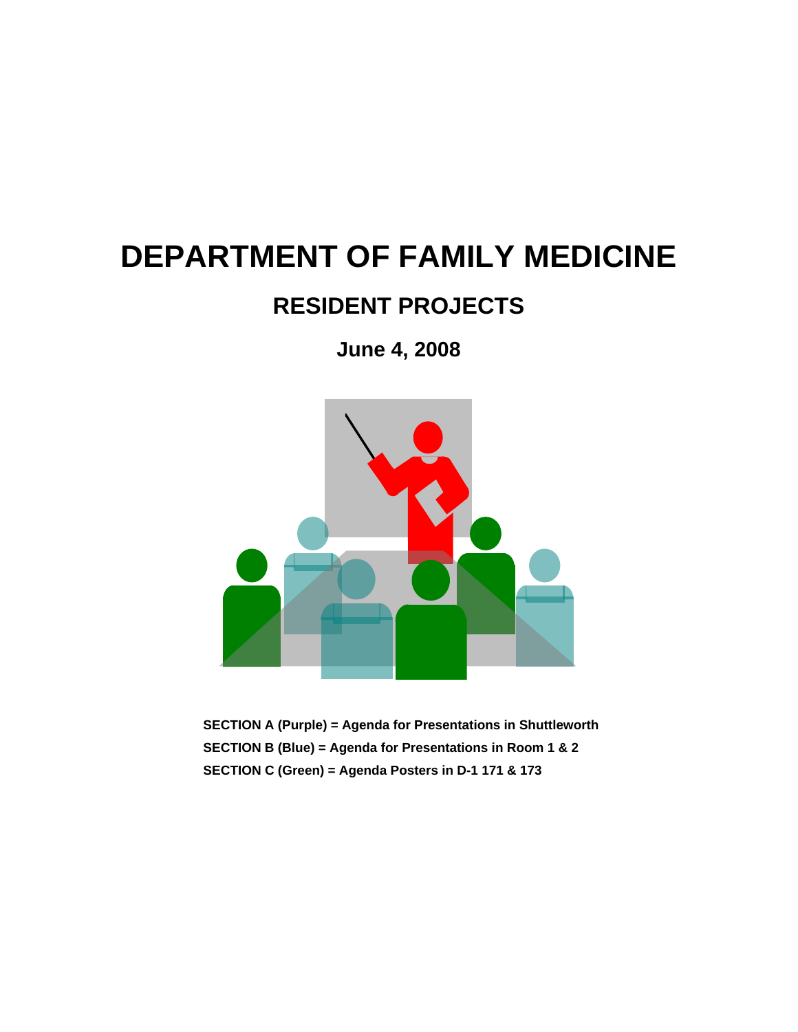# DEPARTMENT OF FAMILY MEDICINE

## RESIDENT PROJECTS

### June 4, 2008

**SECTION A (Purple) = Agenda for Presentations in Shuttleworth**

**SECTION B (Blue) = Agenda for Presentations in Room 1 & 2**

**SECTION C (Green) = Agenda Posters in D-1 171 & 173**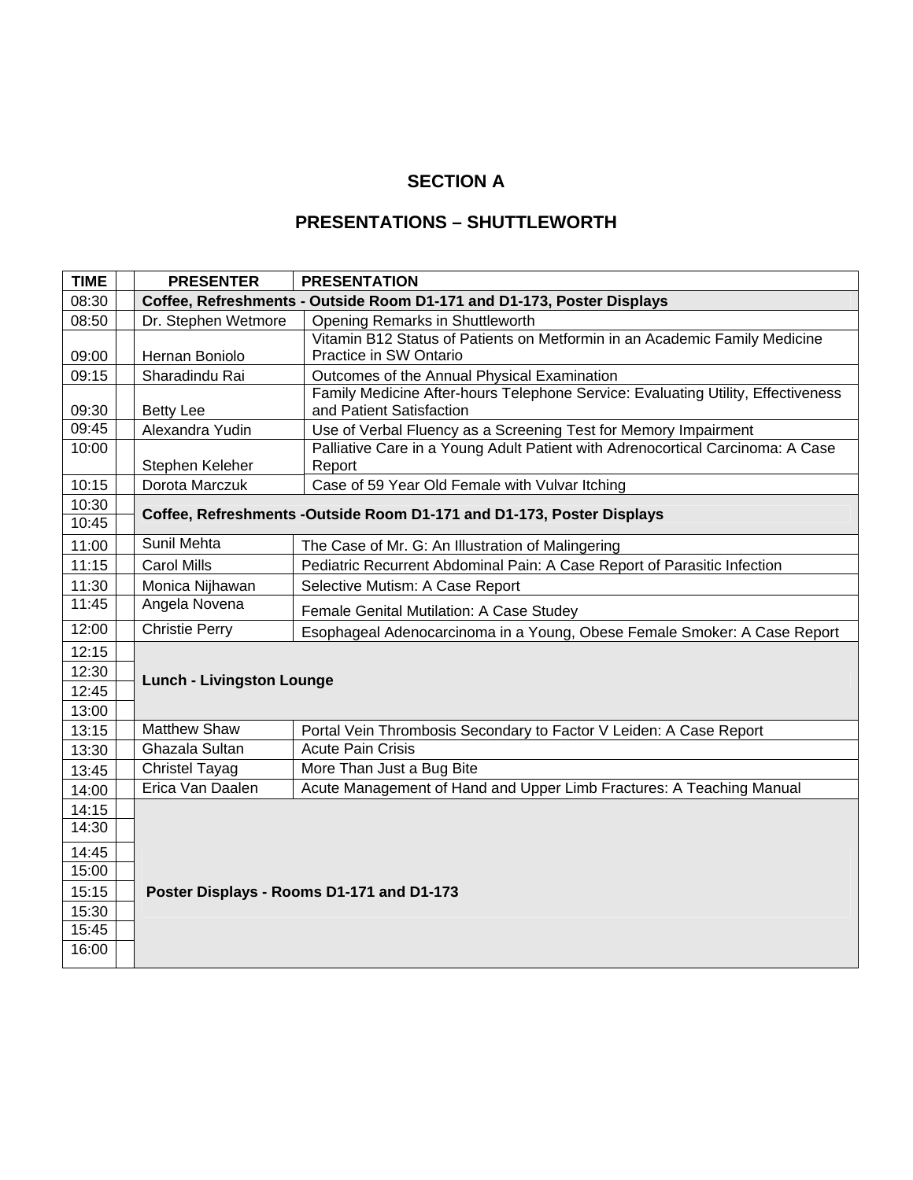## SECTION A

## PRESENTATIONS – SHUTTLEWORTH

| TIME | | PRESENTER | PRESENTATION |
|---|---|---|---|
| 08:30 | | **Coffee, Refreshments - Outside Room D1-171 and D1-173, Poster Displays** | |
| 08:50 | | Dr. Stephen Wetmore | Opening Remarks in Shuttleworth |
| 09:00 | | Hernan Boniolo | Vitamin B12 Status of Patients on Metformin in an Academic Family Medicine Practice in SW Ontario |
| 09:15 | | Sharadindu Rai | Outcomes of the Annual Physical Examination |
| 09:30 | | Betty Lee | Family Medicine After-hours Telephone Service: Evaluating Utility, Effectiveness and Patient Satisfaction |
| 09:45 | | Alexandra Yudin | Use of Verbal Fluency as a Screening Test for Memory Impairment |
| 10:00 | | Stephen Keleher | Palliative Care in a Young Adult Patient with Adrenocortical Carcinoma: A Case Report |
| 10:15 | | Dorota Marczuk | Case of 59 Year Old Female with Vulvar Itching |
| 10:30 | | **Coffee, Refreshments -Outside Room D1-171 and D1-173, Poster Displays** | |
| 10:45 | | | |
| 11:00 | | Sunil Mehta | The Case of Mr. G: An Illustration of Malingering |
| 11:15 | | Carol Mills | Pediatric Recurrent Abdominal Pain: A Case Report of Parasitic Infection |
| 11:30 | | Monica Nijhawan | Selective Mutism: A Case Report |
| 11:45 | | Angela Novena | Female Genital Mutilation: A Case Studey |
| 12:00 | | Christie Perry | Esophageal Adenocarcinoma in a Young, Obese Female Smoker: A Case Report |
| 12:15 | | **Lunch - Livingston Lounge** | |
| 12:30 | | | |
| 12:45 | | | |
| 13:00 | | | |
| 13:15 | | Matthew Shaw | Portal Vein Thrombosis Secondary to Factor V Leiden: A Case Report |
| 13:30 | | Ghazala Sultan | Acute Pain Crisis |
| 13:45 | | Christel Tayag | More Than Just a Bug Bite |
| 14:00 | | Erica Van Daalen | Acute Management of Hand and Upper Limb Fractures: A Teaching Manual |
| 14:15 | | **Poster Displays - Rooms D1-171 and D1-173** | |
| 14:30 | | | |
| 14:45 | | | |
| 15:00 | | | |
| 15:15 | | | |
| 15:30 | | | |
| 15:45 | | | |
| 16:00 | | | |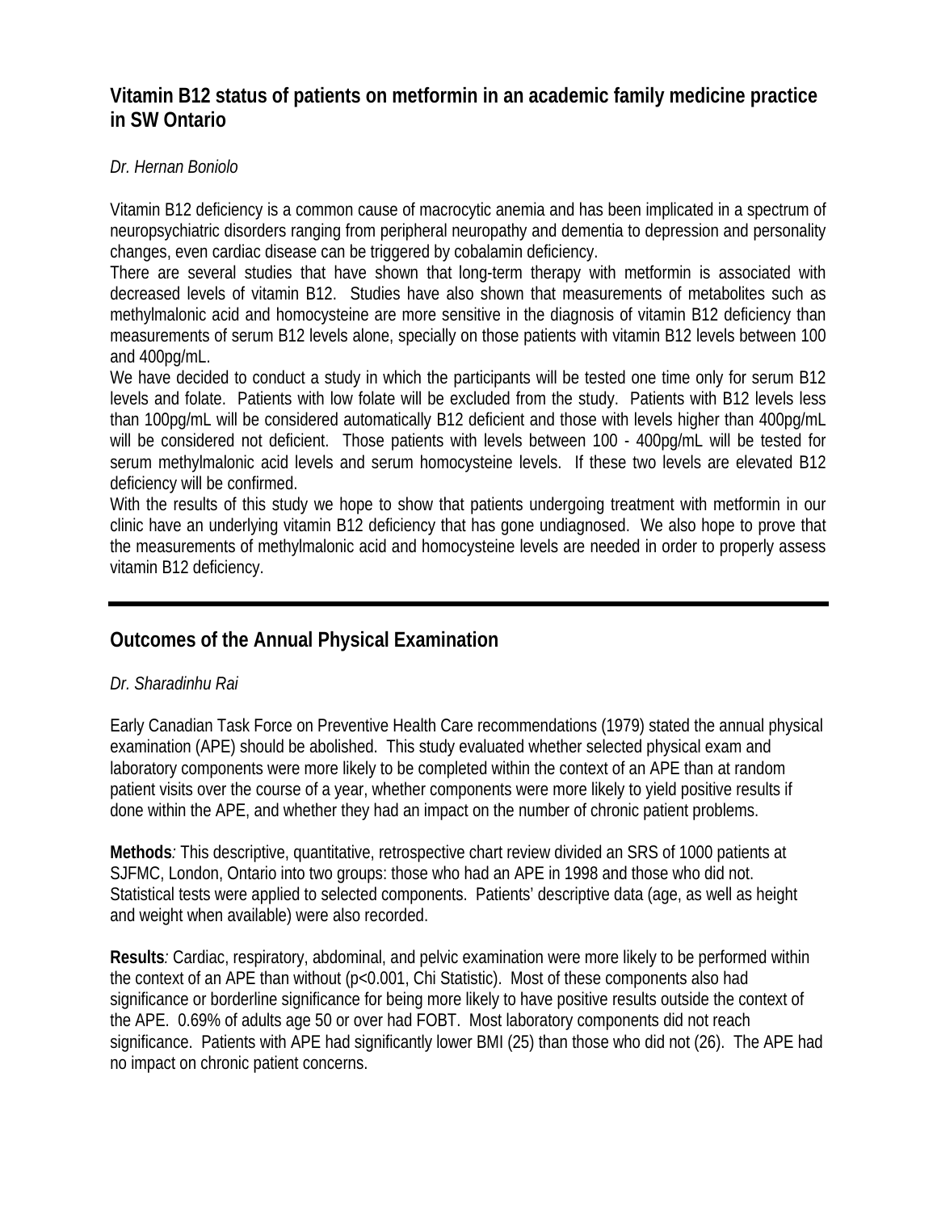## Vitamin B12 status of patients on metformin in an academic family medicine practice in SW Ontario

*Dr. Hernan Boniolo*

Vitamin B12 deficiency is a common cause of macrocytic anemia and has been implicated in a spectrum of neuropsychiatric disorders ranging from peripheral neuropathy and dementia to depression and personality changes, even cardiac disease can be triggered by cobalamin deficiency.

There are several studies that have shown that long-term therapy with metformin is associated with decreased levels of vitamin B12. Studies have also shown that measurements of metabolites such as methylmalonic acid and homocysteine are more sensitive in the diagnosis of vitamin B12 deficiency than measurements of serum B12 levels alone, specially on those patients with vitamin B12 levels between 100 and 400pg/mL.

We have decided to conduct a study in which the participants will be tested one time only for serum B12 levels and folate. Patients with low folate will be excluded from the study. Patients with B12 levels less than 100pg/mL will be considered automatically B12 deficient and those with levels higher than 400pg/mL will be considered not deficient. Those patients with levels between 100 - 400pg/mL will be tested for serum methylmalonic acid levels and serum homocysteine levels. If these two levels are elevated B12 deficiency will be confirmed.

With the results of this study we hope to show that patients undergoing treatment with metformin in our clinic have an underlying vitamin B12 deficiency that has gone undiagnosed. We also hope to prove that the measurements of methylmalonic acid and homocysteine levels are needed in order to properly assess vitamin B12 deficiency.

---

## Outcomes of the Annual Physical Examination

*Dr. Sharadinhu Rai*

Early Canadian Task Force on Preventive Health Care recommendations (1979) stated the annual physical examination (APE) should be abolished. This study evaluated whether selected physical exam and laboratory components were more likely to be completed within the context of an APE than at random patient visits over the course of a year, whether components were more likely to yield positive results if done within the APE, and whether they had an impact on the number of chronic patient problems.

**Methods***:* This descriptive, quantitative, retrospective chart review divided an SRS of 1000 patients at SJFMC, London, Ontario into two groups: those who had an APE in 1998 and those who did not. Statistical tests were applied to selected components. Patients' descriptive data (age, as well as height and weight when available) were also recorded.

**Results***:* Cardiac, respiratory, abdominal, and pelvic examination were more likely to be performed within the context of an APE than without ($p<0.001$, Chi Statistic). Most of these components also had significance or borderline significance for being more likely to have positive results outside the context of the APE. 0.69% of adults age 50 or over had FOBT. Most laboratory components did not reach significance. Patients with APE had significantly lower BMI (25) than those who did not (26). The APE had no impact on chronic patient concerns.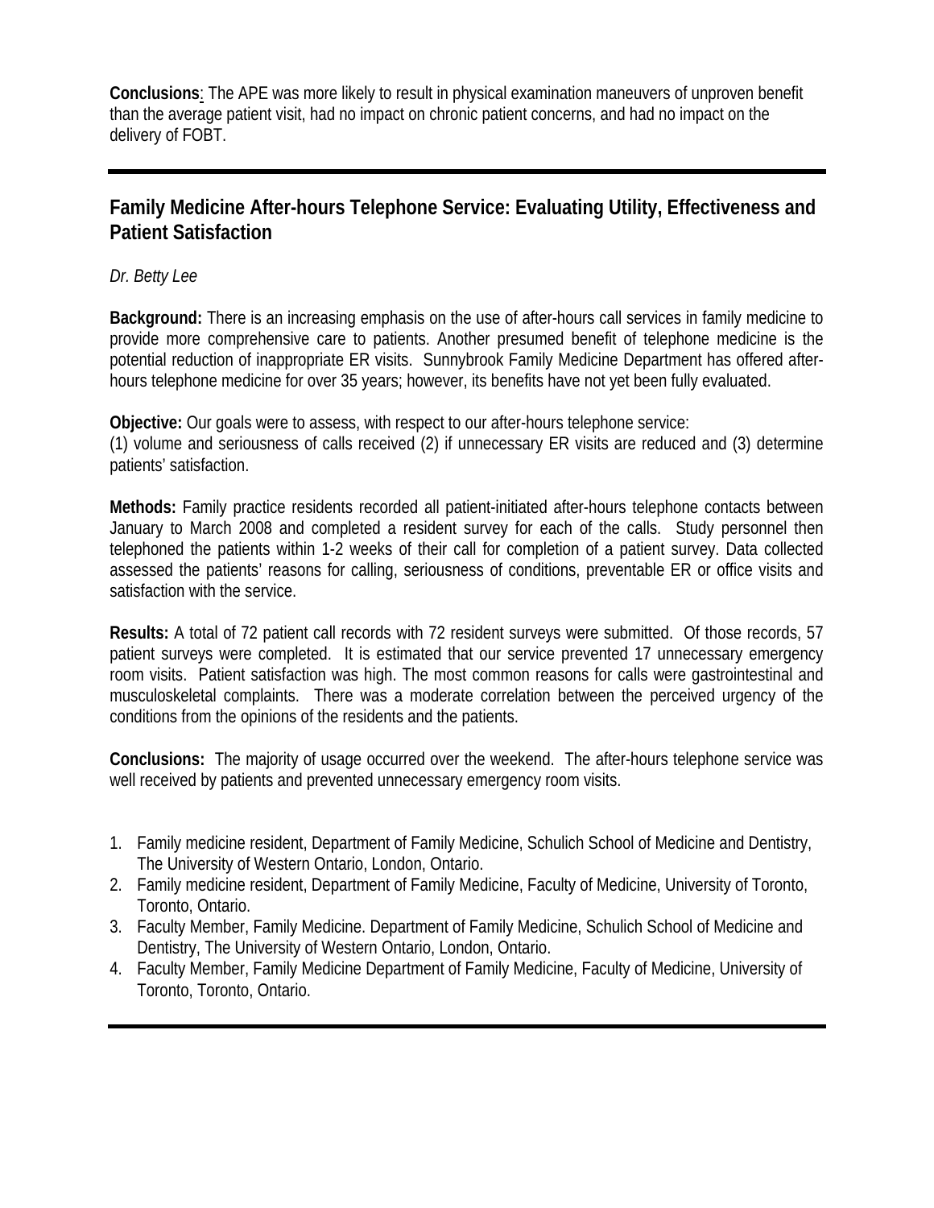**Conclusions**: The APE was more likely to result in physical examination maneuvers of unproven benefit than the average patient visit, had no impact on chronic patient concerns, and had no impact on the delivery of FOBT.

---

## Family Medicine After-hours Telephone Service: Evaluating Utility, Effectiveness and Patient Satisfaction

*Dr. Betty Lee*

**Background:** There is an increasing emphasis on the use of after-hours call services in family medicine to provide more comprehensive care to patients. Another presumed benefit of telephone medicine is the potential reduction of inappropriate ER visits. Sunnybrook Family Medicine Department has offered after-hours telephone medicine for over 35 years; however, its benefits have not yet been fully evaluated.

**Objective:** Our goals were to assess, with respect to our after-hours telephone service:
(1) volume and seriousness of calls received (2) if unnecessary ER visits are reduced and (3) determine patients' satisfaction.

**Methods:** Family practice residents recorded all patient-initiated after-hours telephone contacts between January to March 2008 and completed a resident survey for each of the calls. Study personnel then telephoned the patients within 1-2 weeks of their call for completion of a patient survey. Data collected assessed the patients' reasons for calling, seriousness of conditions, preventable ER or office visits and satisfaction with the service.

**Results:** A total of 72 patient call records with 72 resident surveys were submitted. Of those records, 57 patient surveys were completed. It is estimated that our service prevented 17 unnecessary emergency room visits. Patient satisfaction was high. The most common reasons for calls were gastrointestinal and musculoskeletal complaints. There was a moderate correlation between the perceived urgency of the conditions from the opinions of the residents and the patients.

**Conclusions:** The majority of usage occurred over the weekend. The after-hours telephone service was well received by patients and prevented unnecessary emergency room visits.

1. Family medicine resident, Department of Family Medicine, Schulich School of Medicine and Dentistry, The University of Western Ontario, London, Ontario.
2. Family medicine resident, Department of Family Medicine, Faculty of Medicine, University of Toronto, Toronto, Ontario.
3. Faculty Member, Family Medicine. Department of Family Medicine, Schulich School of Medicine and Dentistry, The University of Western Ontario, London, Ontario.
4. Faculty Member, Family Medicine Department of Family Medicine, Faculty of Medicine, University of Toronto, Toronto, Ontario.

---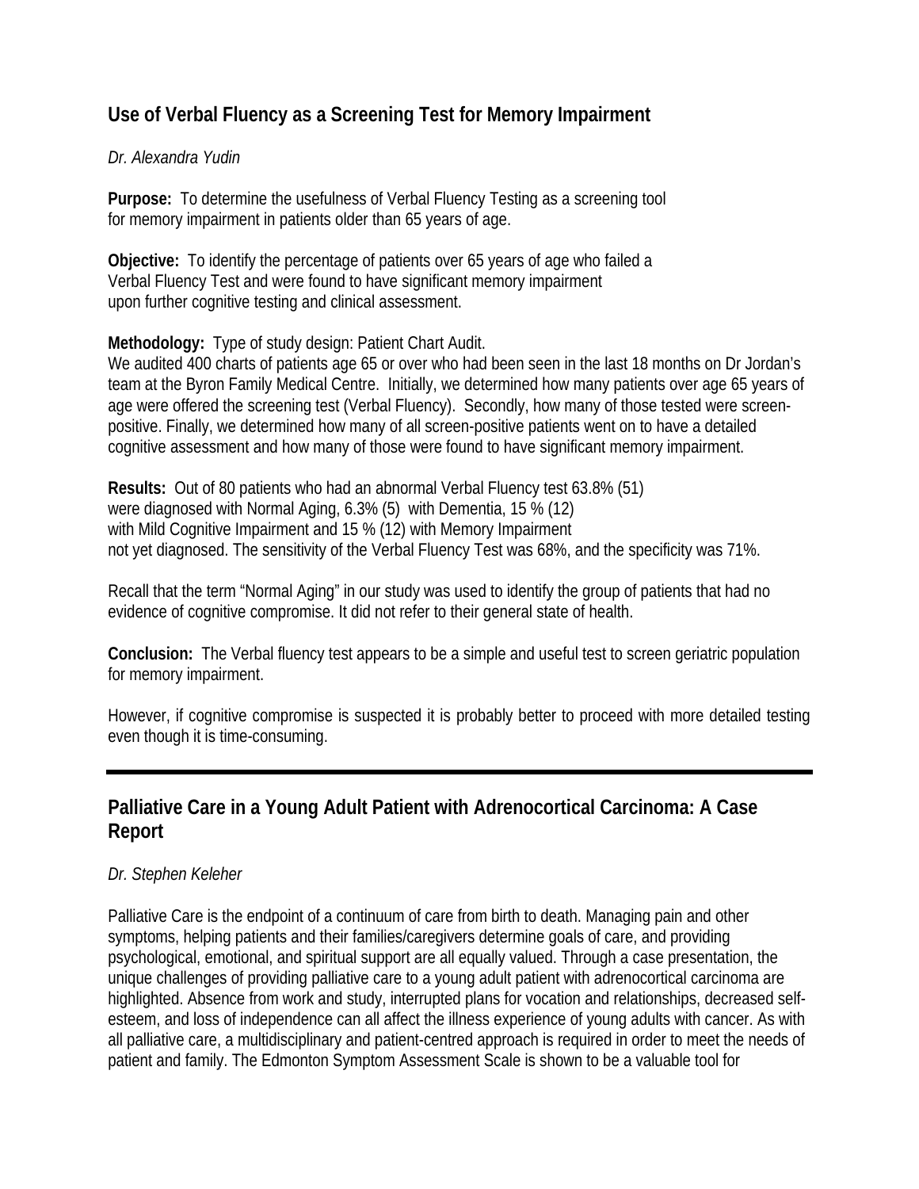## Use of Verbal Fluency as a Screening Test for Memory Impairment

*Dr. Alexandra Yudin*

**Purpose:** To determine the usefulness of Verbal Fluency Testing as a screening tool for memory impairment in patients older than 65 years of age.

**Objective:** To identify the percentage of patients over 65 years of age who failed a Verbal Fluency Test and were found to have significant memory impairment upon further cognitive testing and clinical assessment.

**Methodology:** Type of study design: Patient Chart Audit.
We audited 400 charts of patients age 65 or over who had been seen in the last 18 months on Dr Jordan's team at the Byron Family Medical Centre. Initially, we determined how many patients over age 65 years of age were offered the screening test (Verbal Fluency). Secondly, how many of those tested were screen-positive. Finally, we determined how many of all screen-positive patients went on to have a detailed cognitive assessment and how many of those were found to have significant memory impairment.

**Results:** Out of 80 patients who had an abnormal Verbal Fluency test 63.8% (51) were diagnosed with Normal Aging, 6.3% (5) with Dementia, 15 % (12) with Mild Cognitive Impairment and 15 % (12) with Memory Impairment not yet diagnosed. The sensitivity of the Verbal Fluency Test was 68%, and the specificity was 71%.

Recall that the term "Normal Aging" in our study was used to identify the group of patients that had no evidence of cognitive compromise. It did not refer to their general state of health.

**Conclusion:** The Verbal fluency test appears to be a simple and useful test to screen geriatric population for memory impairment.

However, if cognitive compromise is suspected it is probably better to proceed with more detailed testing even though it is time-consuming.

---

## Palliative Care in a Young Adult Patient with Adrenocortical Carcinoma: A Case Report

*Dr. Stephen Keleher*

Palliative Care is the endpoint of a continuum of care from birth to death. Managing pain and other symptoms, helping patients and their families/caregivers determine goals of care, and providing psychological, emotional, and spiritual support are all equally valued. Through a case presentation, the unique challenges of providing palliative care to a young adult patient with adrenocortical carcinoma are highlighted. Absence from work and study, interrupted plans for vocation and relationships, decreased self-esteem, and loss of independence can all affect the illness experience of young adults with cancer. As with all palliative care, a multidisciplinary and patient-centred approach is required in order to meet the needs of patient and family. The Edmonton Symptom Assessment Scale is shown to be a valuable tool for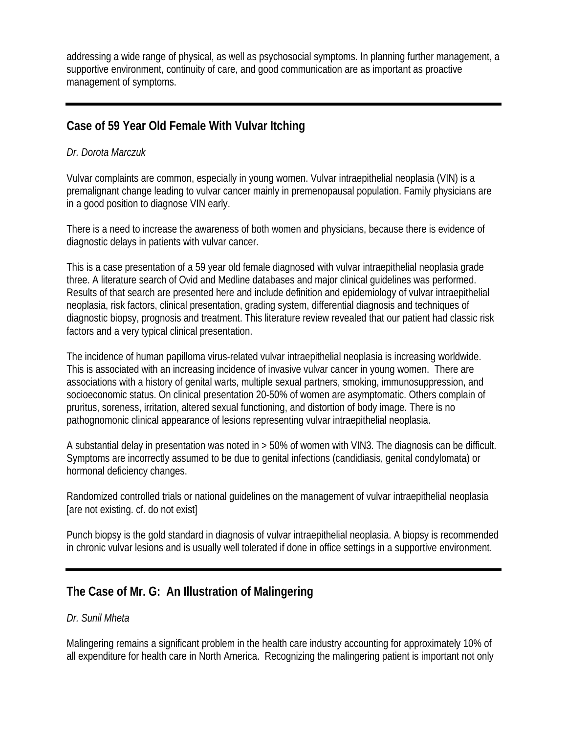addressing a wide range of physical, as well as psychosocial symptoms. In planning further management, a supportive environment, continuity of care, and good communication are as important as proactive management of symptoms.

---

## Case of 59 Year Old Female With Vulvar Itching

*Dr. Dorota Marczuk*

Vulvar complaints are common, especially in young women. Vulvar intraepithelial neoplasia (VIN) is a premalignant change leading to vulvar cancer mainly in premenopausal population. Family physicians are in a good position to diagnose VIN early.

There is a need to increase the awareness of both women and physicians, because there is evidence of diagnostic delays in patients with vulvar cancer.

This is a case presentation of a 59 year old female diagnosed with vulvar intraepithelial neoplasia grade three. A literature search of Ovid and Medline databases and major clinical guidelines was performed. Results of that search are presented here and include definition and epidemiology of vulvar intraepithelial neoplasia, risk factors, clinical presentation, grading system, differential diagnosis and techniques of diagnostic biopsy, prognosis and treatment. This literature review revealed that our patient had classic risk factors and a very typical clinical presentation.

The incidence of human papilloma virus-related vulvar intraepithelial neoplasia is increasing worldwide. This is associated with an increasing incidence of invasive vulvar cancer in young women. There are associations with a history of genital warts, multiple sexual partners, smoking, immunosuppression, and socioeconomic status. On clinical presentation 20-50% of women are asymptomatic. Others complain of pruritus, soreness, irritation, altered sexual functioning, and distortion of body image. There is no pathognomonic clinical appearance of lesions representing vulvar intraepithelial neoplasia.

A substantial delay in presentation was noted in > 50% of women with VIN3. The diagnosis can be difficult. Symptoms are incorrectly assumed to be due to genital infections (candidiasis, genital condylomata) or hormonal deficiency changes.

Randomized controlled trials or national guidelines on the management of vulvar intraepithelial neoplasia [are not existing. cf. do not exist]

Punch biopsy is the gold standard in diagnosis of vulvar intraepithelial neoplasia. A biopsy is recommended in chronic vulvar lesions and is usually well tolerated if done in office settings in a supportive environment.

---

## The Case of Mr. G: An Illustration of Malingering

*Dr. Sunil Mheta*

Malingering remains a significant problem in the health care industry accounting for approximately 10% of all expenditure for health care in North America. Recognizing the malingering patient is important not only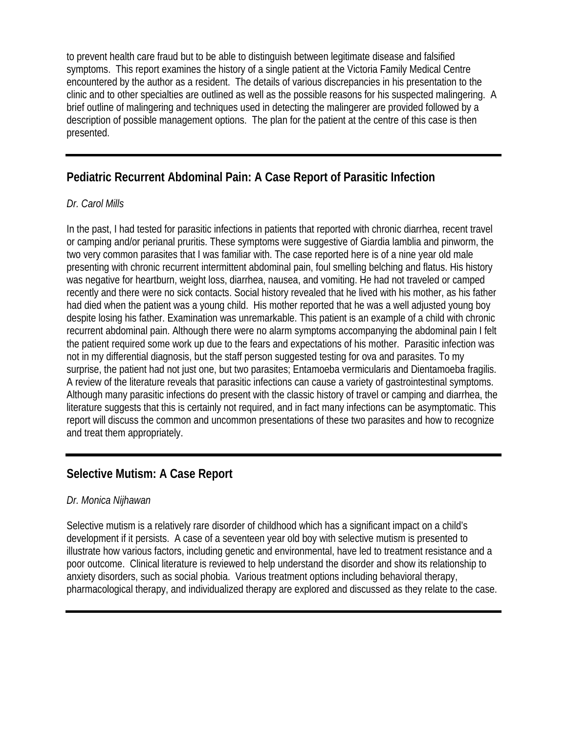to prevent health care fraud but to be able to distinguish between legitimate disease and falsified symptoms. This report examines the history of a single patient at the Victoria Family Medical Centre encountered by the author as a resident. The details of various discrepancies in his presentation to the clinic and to other specialties are outlined as well as the possible reasons for his suspected malingering. A brief outline of malingering and techniques used in detecting the malingerer are provided followed by a description of possible management options. The plan for the patient at the centre of this case is then presented.

---

## Pediatric Recurrent Abdominal Pain: A Case Report of Parasitic Infection

*Dr. Carol Mills*

In the past, I had tested for parasitic infections in patients that reported with chronic diarrhea, recent travel or camping and/or perianal pruritis. These symptoms were suggestive of Giardia lamblia and pinworm, the two very common parasites that I was familiar with. The case reported here is of a nine year old male presenting with chronic recurrent intermittent abdominal pain, foul smelling belching and flatus. His history was negative for heartburn, weight loss, diarrhea, nausea, and vomiting. He had not traveled or camped recently and there were no sick contacts. Social history revealed that he lived with his mother, as his father had died when the patient was a young child. His mother reported that he was a well adjusted young boy despite losing his father. Examination was unremarkable. This patient is an example of a child with chronic recurrent abdominal pain. Although there were no alarm symptoms accompanying the abdominal pain I felt the patient required some work up due to the fears and expectations of his mother. Parasitic infection was not in my differential diagnosis, but the staff person suggested testing for ova and parasites. To my surprise, the patient had not just one, but two parasites; Entamoeba vermicularis and Dientamoeba fragilis. A review of the literature reveals that parasitic infections can cause a variety of gastrointestinal symptoms. Although many parasitic infections do present with the classic history of travel or camping and diarrhea, the literature suggests that this is certainly not required, and in fact many infections can be asymptomatic. This report will discuss the common and uncommon presentations of these two parasites and how to recognize and treat them appropriately.

---

## Selective Mutism: A Case Report

*Dr. Monica Nijhawan*

Selective mutism is a relatively rare disorder of childhood which has a significant impact on a child's development if it persists. A case of a seventeen year old boy with selective mutism is presented to illustrate how various factors, including genetic and environmental, have led to treatment resistance and a poor outcome. Clinical literature is reviewed to help understand the disorder and show its relationship to anxiety disorders, such as social phobia. Various treatment options including behavioral therapy, pharmacological therapy, and individualized therapy are explored and discussed as they relate to the case.

---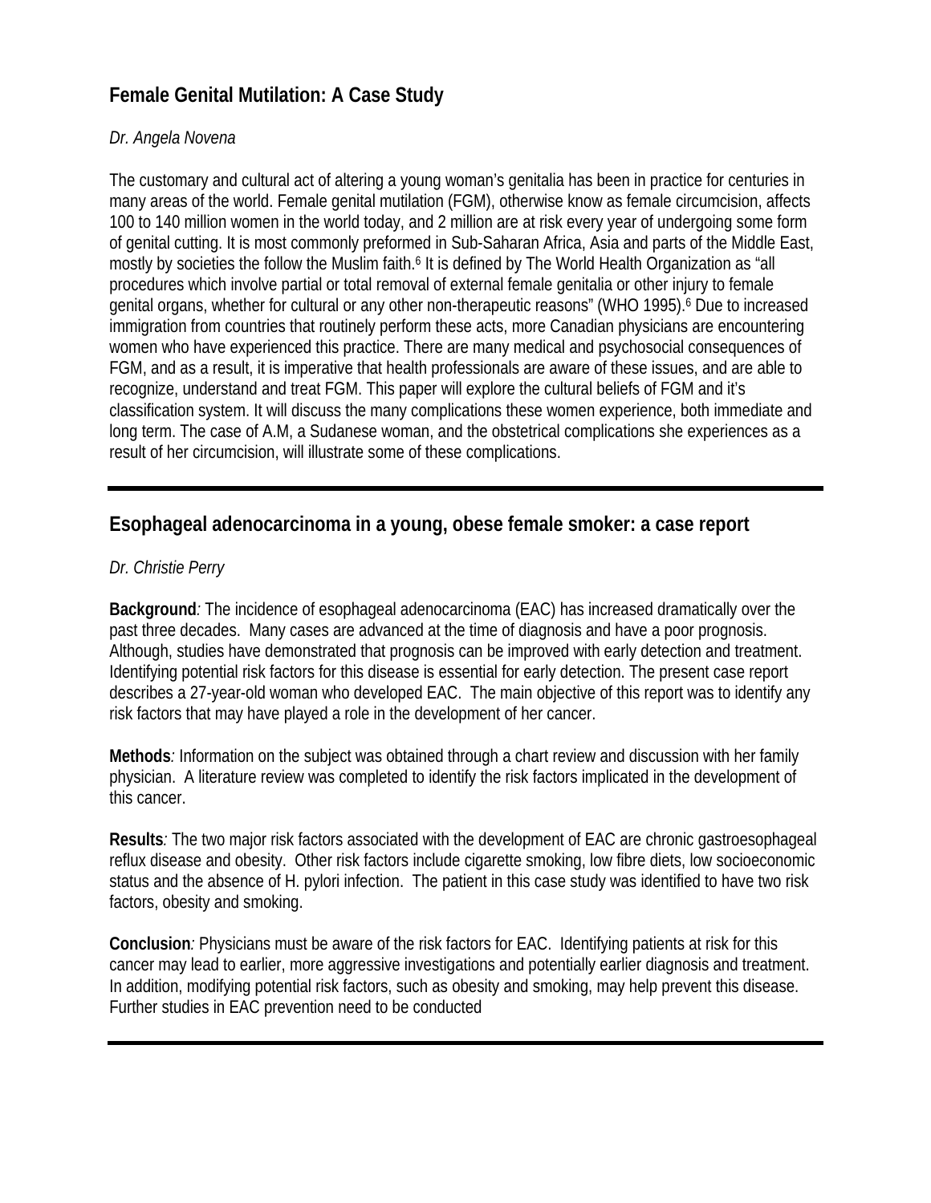## Female Genital Mutilation: A Case Study

*Dr. Angela Novena*

The customary and cultural act of altering a young woman's genitalia has been in practice for centuries in many areas of the world. Female genital mutilation (FGM), otherwise know as female circumcision, affects 100 to 140 million women in the world today, and 2 million are at risk every year of undergoing some form of genital cutting. It is most commonly preformed in Sub-Saharan Africa, Asia and parts of the Middle East, mostly by societies the follow the Muslim faith.[6] It is defined by The World Health Organization as "all procedures which involve partial or total removal of external female genitalia or other injury to female genital organs, whether for cultural or any other non-therapeutic reasons" (WHO 1995).[6] Due to increased immigration from countries that routinely perform these acts, more Canadian physicians are encountering women who have experienced this practice. There are many medical and psychosocial consequences of FGM, and as a result, it is imperative that health professionals are aware of these issues, and are able to recognize, understand and treat FGM. This paper will explore the cultural beliefs of FGM and it's classification system. It will discuss the many complications these women experience, both immediate and long term. The case of A.M, a Sudanese woman, and the obstetrical complications she experiences as a result of her circumcision, will illustrate some of these complications.

---

## Esophageal adenocarcinoma in a young, obese female smoker: a case report

*Dr. Christie Perry*

**Background***:* The incidence of esophageal adenocarcinoma (EAC) has increased dramatically over the past three decades. Many cases are advanced at the time of diagnosis and have a poor prognosis. Although, studies have demonstrated that prognosis can be improved with early detection and treatment. Identifying potential risk factors for this disease is essential for early detection. The present case report describes a 27-year-old woman who developed EAC. The main objective of this report was to identify any risk factors that may have played a role in the development of her cancer.

**Methods***:* Information on the subject was obtained through a chart review and discussion with her family physician. A literature review was completed to identify the risk factors implicated in the development of this cancer.

**Results***:* The two major risk factors associated with the development of EAC are chronic gastroesophageal reflux disease and obesity. Other risk factors include cigarette smoking, low fibre diets, low socioeconomic status and the absence of H. pylori infection. The patient in this case study was identified to have two risk factors, obesity and smoking.

**Conclusion***:* Physicians must be aware of the risk factors for EAC. Identifying patients at risk for this cancer may lead to earlier, more aggressive investigations and potentially earlier diagnosis and treatment. In addition, modifying potential risk factors, such as obesity and smoking, may help prevent this disease. Further studies in EAC prevention need to be conducted

---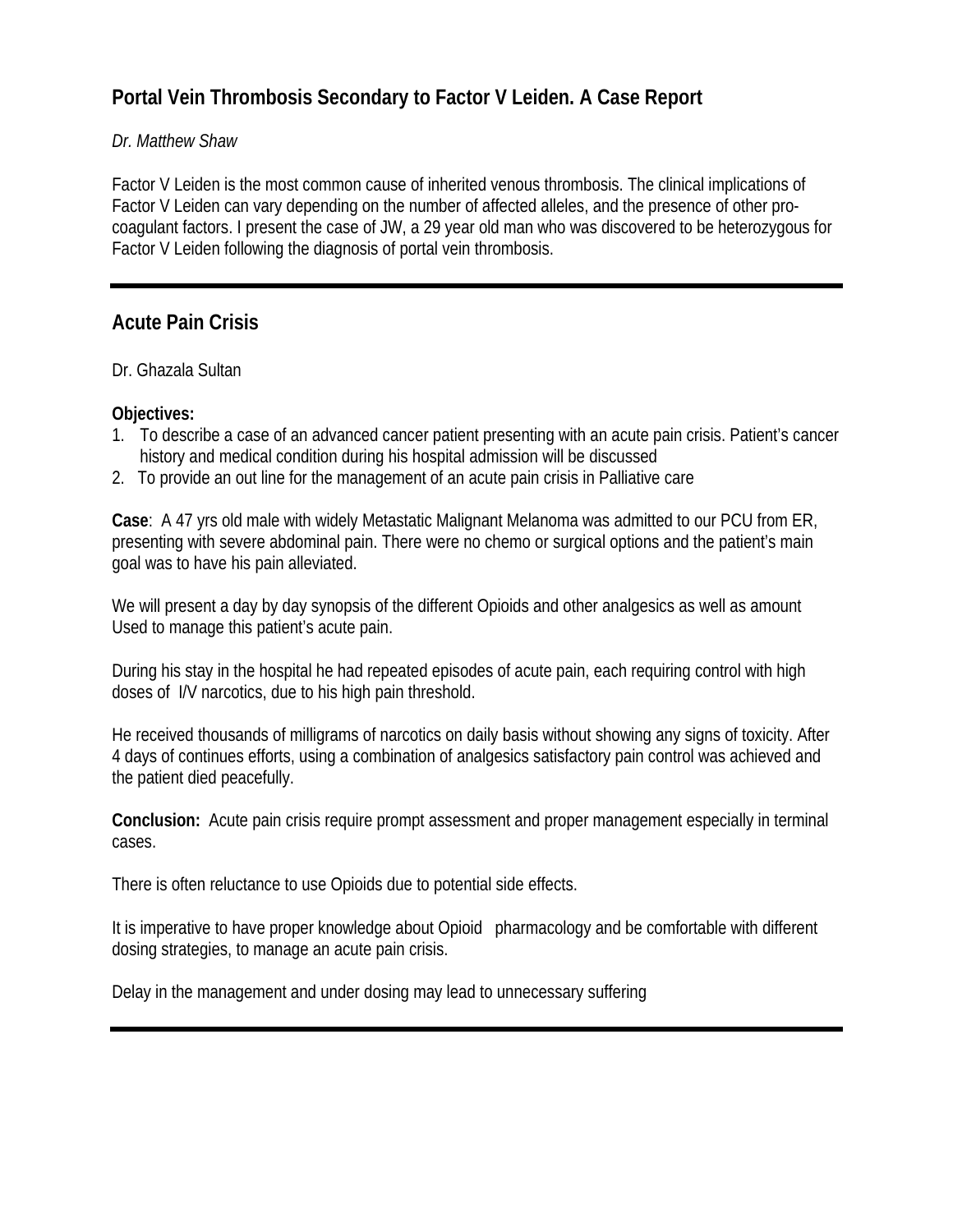## Portal Vein Thrombosis Secondary to Factor V Leiden. A Case Report

*Dr. Matthew Shaw*

Factor V Leiden is the most common cause of inherited venous thrombosis. The clinical implications of Factor V Leiden can vary depending on the number of affected alleles, and the presence of other pro-coagulant factors. I present the case of JW, a 29 year old man who was discovered to be heterozygous for Factor V Leiden following the diagnosis of portal vein thrombosis.

---

## Acute Pain Crisis

Dr. Ghazala Sultan

**Objectives:**

1. To describe a case of an advanced cancer patient presenting with an acute pain crisis. Patient's cancer history and medical condition during his hospital admission will be discussed
2. To provide an out line for the management of an acute pain crisis in Palliative care

**Case**: A 47 yrs old male with widely Metastatic Malignant Melanoma was admitted to our PCU from ER, presenting with severe abdominal pain. There were no chemo or surgical options and the patient's main goal was to have his pain alleviated.

We will present a day by day synopsis of the different Opioids and other analgesics as well as amount Used to manage this patient's acute pain.

During his stay in the hospital he had repeated episodes of acute pain, each requiring control with high doses of I/V narcotics, due to his high pain threshold.

He received thousands of milligrams of narcotics on daily basis without showing any signs of toxicity. After 4 days of continues efforts, using a combination of analgesics satisfactory pain control was achieved and the patient died peacefully.

**Conclusion:** Acute pain crisis require prompt assessment and proper management especially in terminal cases.

There is often reluctance to use Opioids due to potential side effects.

It is imperative to have proper knowledge about Opioid pharmacology and be comfortable with different dosing strategies, to manage an acute pain crisis.

Delay in the management and under dosing may lead to unnecessary suffering

---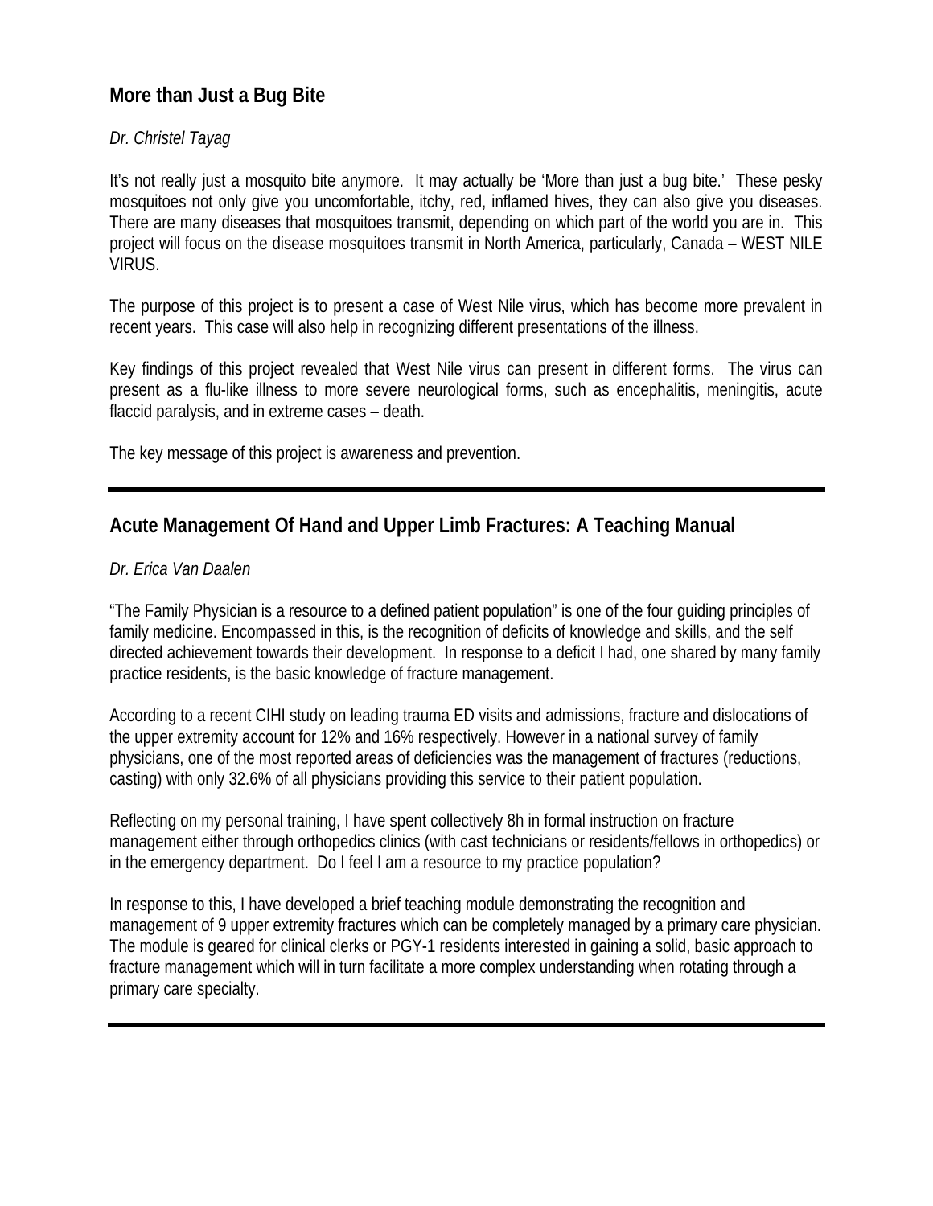## More than Just a Bug Bite

*Dr. Christel Tayag*

It's not really just a mosquito bite anymore. It may actually be 'More than just a bug bite.' These pesky mosquitoes not only give you uncomfortable, itchy, red, inflamed hives, they can also give you diseases. There are many diseases that mosquitoes transmit, depending on which part of the world you are in. This project will focus on the disease mosquitoes transmit in North America, particularly, Canada – WEST NILE VIRUS.

The purpose of this project is to present a case of West Nile virus, which has become more prevalent in recent years. This case will also help in recognizing different presentations of the illness.

Key findings of this project revealed that West Nile virus can present in different forms. The virus can present as a flu-like illness to more severe neurological forms, such as encephalitis, meningitis, acute flaccid paralysis, and in extreme cases – death.

The key message of this project is awareness and prevention.

---

## Acute Management Of Hand and Upper Limb Fractures: A Teaching Manual

*Dr. Erica Van Daalen*

"The Family Physician is a resource to a defined patient population" is one of the four guiding principles of family medicine. Encompassed in this, is the recognition of deficits of knowledge and skills, and the self directed achievement towards their development. In response to a deficit I had, one shared by many family practice residents, is the basic knowledge of fracture management.

According to a recent CIHI study on leading trauma ED visits and admissions, fracture and dislocations of the upper extremity account for 12% and 16% respectively. However in a national survey of family physicians, one of the most reported areas of deficiencies was the management of fractures (reductions, casting) with only 32.6% of all physicians providing this service to their patient population.

Reflecting on my personal training, I have spent collectively 8h in formal instruction on fracture management either through orthopedics clinics (with cast technicians or residents/fellows in orthopedics) or in the emergency department. Do I feel I am a resource to my practice population?

In response to this, I have developed a brief teaching module demonstrating the recognition and management of 9 upper extremity fractures which can be completely managed by a primary care physician. The module is geared for clinical clerks or PGY-1 residents interested in gaining a solid, basic approach to fracture management which will in turn facilitate a more complex understanding when rotating through a primary care specialty.

---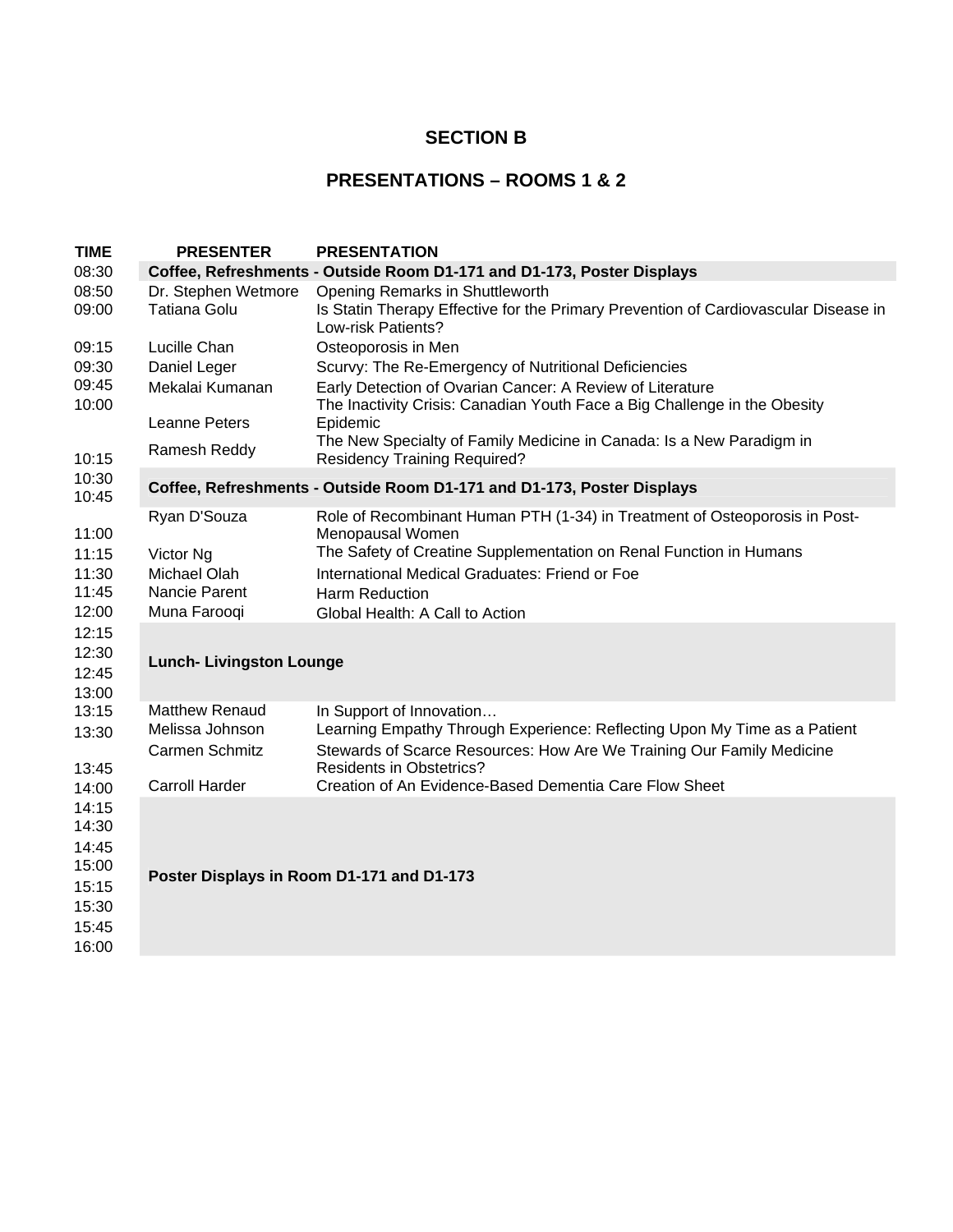# SECTION B

## PRESENTATIONS – ROOMS 1 & 2

| TIME | PRESENTER | PRESENTATION |
|---|---|---|
| 08:30 | **Coffee, Refreshments - Outside Room D1-171 and D1-173, Poster Displays** | |
| 08:50 | Dr. Stephen Wetmore | Opening Remarks in Shuttleworth |
| 09:00 | Tatiana Golu | Is Statin Therapy Effective for the Primary Prevention of Cardiovascular Disease in Low-risk Patients? |
| 09:15 | Lucille Chan | Osteoporosis in Men |
| 09:30 | Daniel Leger | Scurvy: The Re-Emergency of Nutritional Deficiencies |
| 09:45 | Mekalai Kumanan | Early Detection of Ovarian Cancer: A Review of Literature |
| 10:00 | Leanne Peters | The Inactivity Crisis: Canadian Youth Face a Big Challenge in the Obesity Epidemic |
| 10:15 | Ramesh Reddy | The New Specialty of Family Medicine in Canada: Is a New Paradigm in Residency Training Required? |
| 10:30<br>10:45 | **Coffee, Refreshments - Outside Room D1-171 and D1-173, Poster Displays** | |
| 11:00 | Ryan D'Souza | Role of Recombinant Human PTH (1-34) in Treatment of Osteoporosis in Post-Menopausal Women |
| 11:15 | Victor Ng | The Safety of Creatine Supplementation on Renal Function in Humans |
| 11:30 | Michael Olah | International Medical Graduates: Friend or Foe |
| 11:45 | Nancie Parent | Harm Reduction |
| 12:00 | Muna Farooqi | Global Health: A Call to Action |
| 12:15<br>12:30<br>12:45<br>13:00 | **Lunch- Livingston Lounge** | |
| 13:15 | Matthew Renaud | In Support of Innovation… |
| 13:30 | Melissa Johnson | Learning Empathy Through Experience: Reflecting Upon My Time as a Patient |
| 13:45 | Carmen Schmitz | Stewards of Scarce Resources: How Are We Training Our Family Medicine Residents in Obstetrics? |
| 14:00 | Carroll Harder | Creation of An Evidence-Based Dementia Care Flow Sheet |
| 14:15<br>14:30<br>14:45<br>15:00<br>15:15<br>15:30<br>15:45<br>16:00 | **Poster Displays in Room D1-171 and D1-173** | |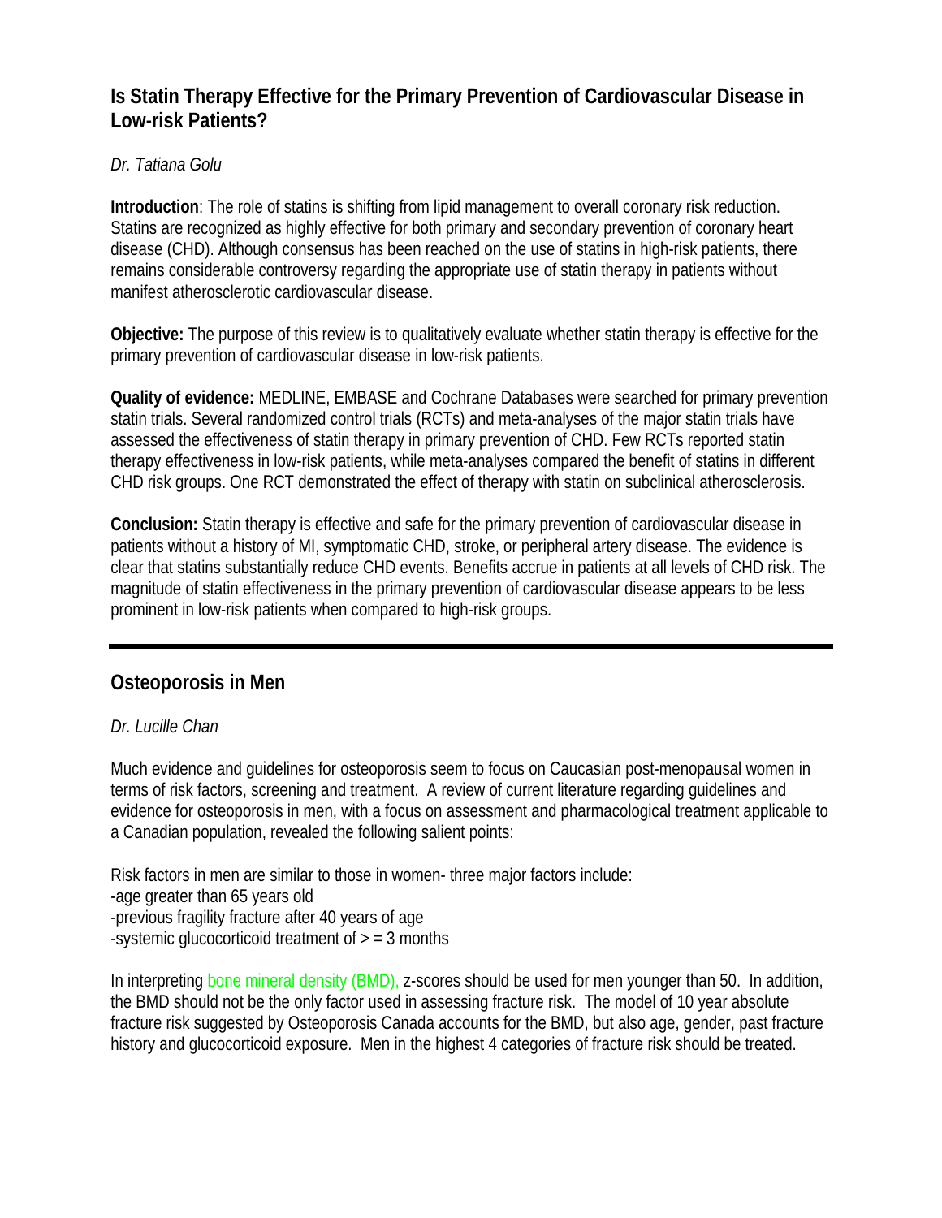## Is Statin Therapy Effective for the Primary Prevention of Cardiovascular Disease in Low-risk Patients?

*Dr. Tatiana Golu*

**Introduction**: The role of statins is shifting from lipid management to overall coronary risk reduction. Statins are recognized as highly effective for both primary and secondary prevention of coronary heart disease (CHD). Although consensus has been reached on the use of statins in high-risk patients, there remains considerable controversy regarding the appropriate use of statin therapy in patients without manifest atherosclerotic cardiovascular disease.

**Objective:** The purpose of this review is to qualitatively evaluate whether statin therapy is effective for the primary prevention of cardiovascular disease in low-risk patients.

**Quality of evidence:** MEDLINE, EMBASE and Cochrane Databases were searched for primary prevention statin trials. Several randomized control trials (RCTs) and meta-analyses of the major statin trials have assessed the effectiveness of statin therapy in primary prevention of CHD. Few RCTs reported statin therapy effectiveness in low-risk patients, while meta-analyses compared the benefit of statins in different CHD risk groups. One RCT demonstrated the effect of therapy with statin on subclinical atherosclerosis.

**Conclusion:** Statin therapy is effective and safe for the primary prevention of cardiovascular disease in patients without a history of MI, symptomatic CHD, stroke, or peripheral artery disease. The evidence is clear that statins substantially reduce CHD events. Benefits accrue in patients at all levels of CHD risk. The magnitude of statin effectiveness in the primary prevention of cardiovascular disease appears to be less prominent in low-risk patients when compared to high-risk groups.

---

## Osteoporosis in Men

*Dr. Lucille Chan*

Much evidence and guidelines for osteoporosis seem to focus on Caucasian post-menopausal women in terms of risk factors, screening and treatment. A review of current literature regarding guidelines and evidence for osteoporosis in men, with a focus on assessment and pharmacological treatment applicable to a Canadian population, revealed the following salient points:

Risk factors in men are similar to those in women- three major factors include:
-age greater than 65 years old
-previous fragility fracture after 40 years of age
-systemic glucocorticoid treatment of > = 3 months

In interpreting bone mineral density (BMD), z-scores should be used for men younger than 50. In addition, the BMD should not be the only factor used in assessing fracture risk. The model of 10 year absolute fracture risk suggested by Osteoporosis Canada accounts for the BMD, but also age, gender, past fracture history and glucocorticoid exposure. Men in the highest 4 categories of fracture risk should be treated.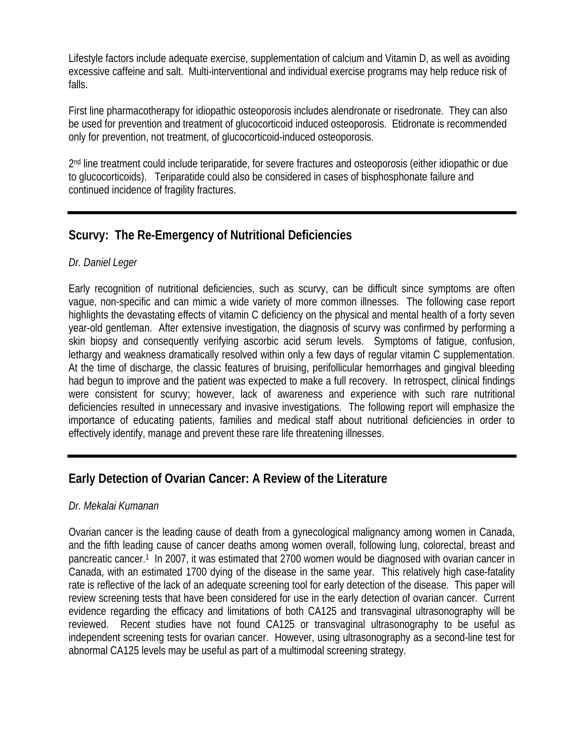Lifestyle factors include adequate exercise, supplementation of calcium and Vitamin D, as well as avoiding excessive caffeine and salt. Multi-interventional and individual exercise programs may help reduce risk of falls.

First line pharmacotherapy for idiopathic osteoporosis includes alendronate or risedronate. They can also be used for prevention and treatment of glucocorticoid induced osteoporosis. Etidronate is recommended only for prevention, not treatment, of glucocorticoid-induced osteoporosis.

2nd line treatment could include teriparatide, for severe fractures and osteoporosis (either idiopathic or due to glucocorticoids). Teriparatide could also be considered in cases of bisphosphonate failure and continued incidence of fragility fractures.

---

## Scurvy: The Re-Emergency of Nutritional Deficiencies

*Dr. Daniel Leger*

Early recognition of nutritional deficiencies, such as scurvy, can be difficult since symptoms are often vague, non-specific and can mimic a wide variety of more common illnesses. The following case report highlights the devastating effects of vitamin C deficiency on the physical and mental health of a forty seven year-old gentleman. After extensive investigation, the diagnosis of scurvy was confirmed by performing a skin biopsy and consequently verifying ascorbic acid serum levels. Symptoms of fatigue, confusion, lethargy and weakness dramatically resolved within only a few days of regular vitamin C supplementation. At the time of discharge, the classic features of bruising, perifollicular hemorrhages and gingival bleeding had begun to improve and the patient was expected to make a full recovery. In retrospect, clinical findings were consistent for scurvy; however, lack of awareness and experience with such rare nutritional deficiencies resulted in unnecessary and invasive investigations. The following report will emphasize the importance of educating patients, families and medical staff about nutritional deficiencies in order to effectively identify, manage and prevent these rare life threatening illnesses.

---

## Early Detection of Ovarian Cancer: A Review of the Literature

*Dr. Mekalai Kumanan*

Ovarian cancer is the leading cause of death from a gynecological malignancy among women in Canada, and the fifth leading cause of cancer deaths among women overall, following lung, colorectal, breast and pancreatic cancer.[1] In 2007, it was estimated that 2700 women would be diagnosed with ovarian cancer in Canada, with an estimated 1700 dying of the disease in the same year. This relatively high case-fatality rate is reflective of the lack of an adequate screening tool for early detection of the disease. This paper will review screening tests that have been considered for use in the early detection of ovarian cancer. Current evidence regarding the efficacy and limitations of both CA125 and transvaginal ultrasonography will be reviewed. Recent studies have not found CA125 or transvaginal ultrasonography to be useful as independent screening tests for ovarian cancer. However, using ultrasonography as a second-line test for abnormal CA125 levels may be useful as part of a multimodal screening strategy.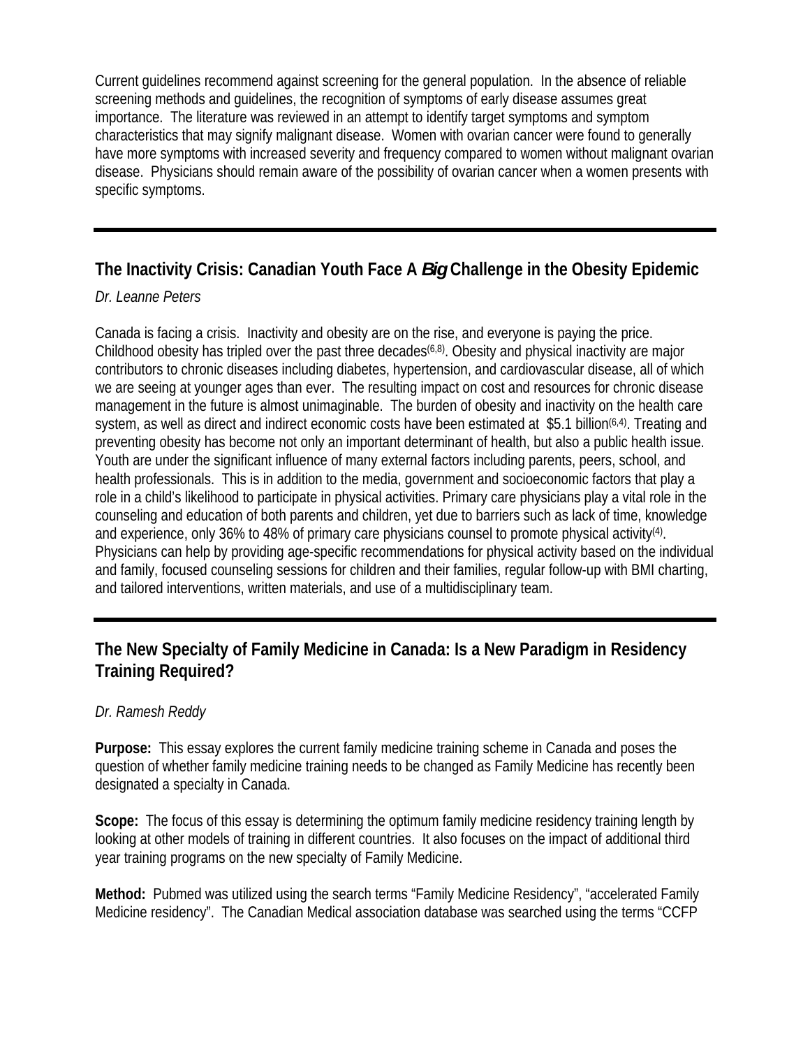Current guidelines recommend against screening for the general population. In the absence of reliable screening methods and guidelines, the recognition of symptoms of early disease assumes great importance. The literature was reviewed in an attempt to identify target symptoms and symptom characteristics that may signify malignant disease. Women with ovarian cancer were found to generally have more symptoms with increased severity and frequency compared to women without malignant ovarian disease. Physicians should remain aware of the possibility of ovarian cancer when a women presents with specific symptoms.

---

## The Inactivity Crisis: Canadian Youth Face A ***Big*** Challenge in the Obesity Epidemic

*Dr. Leanne Peters*

Canada is facing a crisis. Inactivity and obesity are on the rise, and everyone is paying the price. Childhood obesity has tripled over the past three decades[6,8]. Obesity and physical inactivity are major contributors to chronic diseases including diabetes, hypertension, and cardiovascular disease, all of which we are seeing at younger ages than ever. The resulting impact on cost and resources for chronic disease management in the future is almost unimaginable. The burden of obesity and inactivity on the health care system, as well as direct and indirect economic costs have been estimated at $5.1 billion[6,4]. Treating and preventing obesity has become not only an important determinant of health, but also a public health issue. Youth are under the significant influence of many external factors including parents, peers, school, and health professionals. This is in addition to the media, government and socioeconomic factors that play a role in a child's likelihood to participate in physical activities. Primary care physicians play a vital role in the counseling and education of both parents and children, yet due to barriers such as lack of time, knowledge and experience, only 36% to 48% of primary care physicians counsel to promote physical activity[4]. Physicians can help by providing age-specific recommendations for physical activity based on the individual and family, focused counseling sessions for children and their families, regular follow-up with BMI charting, and tailored interventions, written materials, and use of a multidisciplinary team.

---

## The New Specialty of Family Medicine in Canada: Is a New Paradigm in Residency Training Required?

*Dr. Ramesh Reddy*

**Purpose:** This essay explores the current family medicine training scheme in Canada and poses the question of whether family medicine training needs to be changed as Family Medicine has recently been designated a specialty in Canada.

**Scope:** The focus of this essay is determining the optimum family medicine residency training length by looking at other models of training in different countries. It also focuses on the impact of additional third year training programs on the new specialty of Family Medicine.

**Method:** Pubmed was utilized using the search terms "Family Medicine Residency", "accelerated Family Medicine residency". The Canadian Medical association database was searched using the terms "CCFP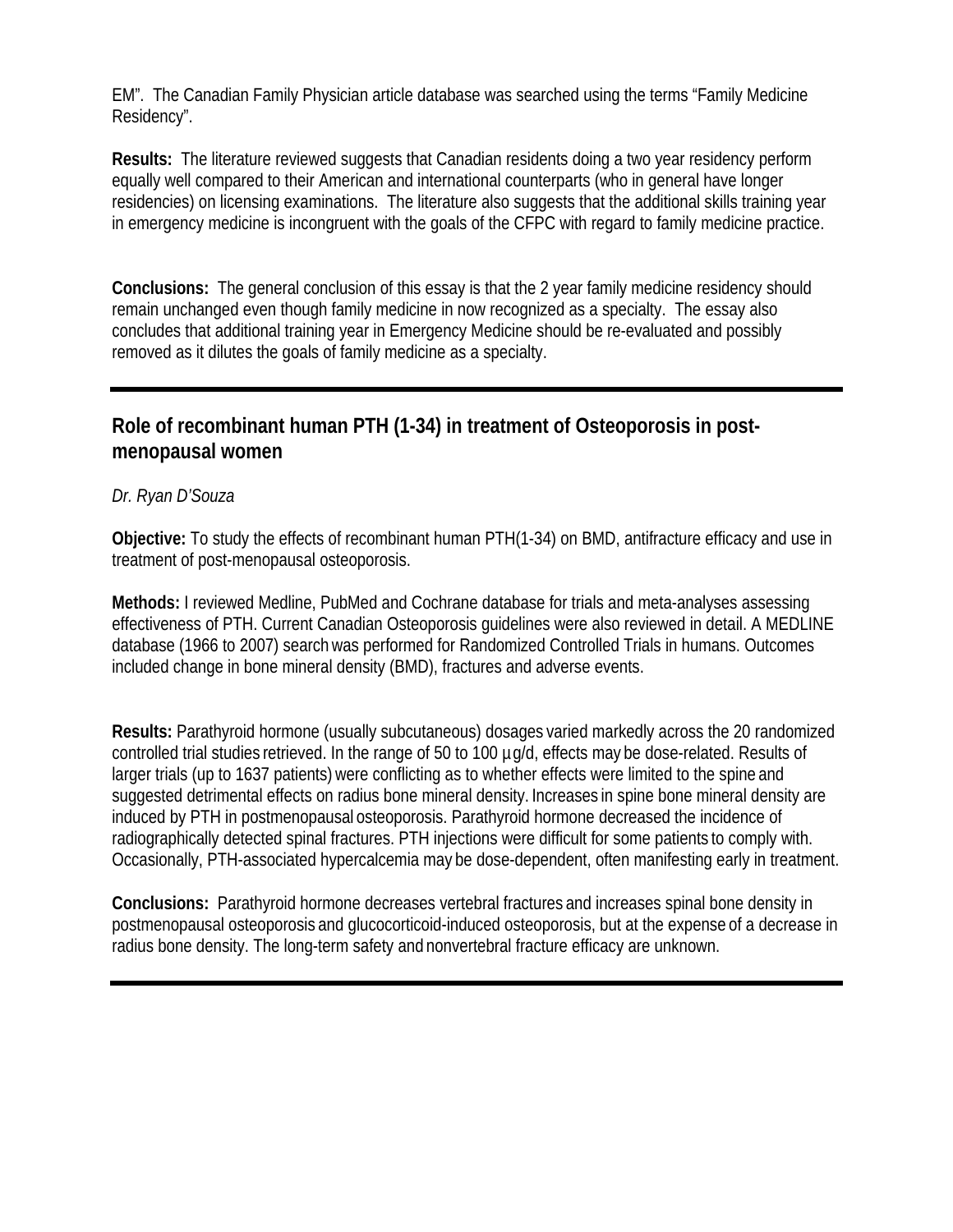EM". The Canadian Family Physician article database was searched using the terms "Family Medicine Residency".

**Results:** The literature reviewed suggests that Canadian residents doing a two year residency perform equally well compared to their American and international counterparts (who in general have longer residencies) on licensing examinations. The literature also suggests that the additional skills training year in emergency medicine is incongruent with the goals of the CFPC with regard to family medicine practice.

**Conclusions:** The general conclusion of this essay is that the 2 year family medicine residency should remain unchanged even though family medicine in now recognized as a specialty. The essay also concludes that additional training year in Emergency Medicine should be re-evaluated and possibly removed as it dilutes the goals of family medicine as a specialty.

---

## Role of recombinant human PTH (1-34) in treatment of Osteoporosis in post-menopausal women

*Dr. Ryan D'Souza*

**Objective:** To study the effects of recombinant human PTH(1-34) on BMD, antifracture efficacy and use in treatment of post-menopausal osteoporosis.

**Methods:** I reviewed Medline, PubMed and Cochrane database for trials and meta-analyses assessing effectiveness of PTH. Current Canadian Osteoporosis guidelines were also reviewed in detail. A MEDLINE database (1966 to 2007) search was performed for Randomized Controlled Trials in humans. Outcomes included change in bone mineral density (BMD), fractures and adverse events.

**Results:** Parathyroid hormone (usually subcutaneous) dosages varied markedly across the 20 randomized controlled trial studies retrieved. In the range of 50 to 100 µg/d, effects may be dose-related. Results of larger trials (up to 1637 patients) were conflicting as to whether effects were limited to the spine and suggested detrimental effects on radius bone mineral density. Increases in spine bone mineral density are induced by PTH in postmenopausal osteoporosis. Parathyroid hormone decreased the incidence of radiographically detected spinal fractures. PTH injections were difficult for some patients to comply with. Occasionally, PTH-associated hypercalcemia may be dose-dependent, often manifesting early in treatment.

**Conclusions:** Parathyroid hormone decreases vertebral fractures and increases spinal bone density in postmenopausal osteoporosis and glucocorticoid-induced osteoporosis, but at the expense of a decrease in radius bone density. The long-term safety and nonvertebral fracture efficacy are unknown.

---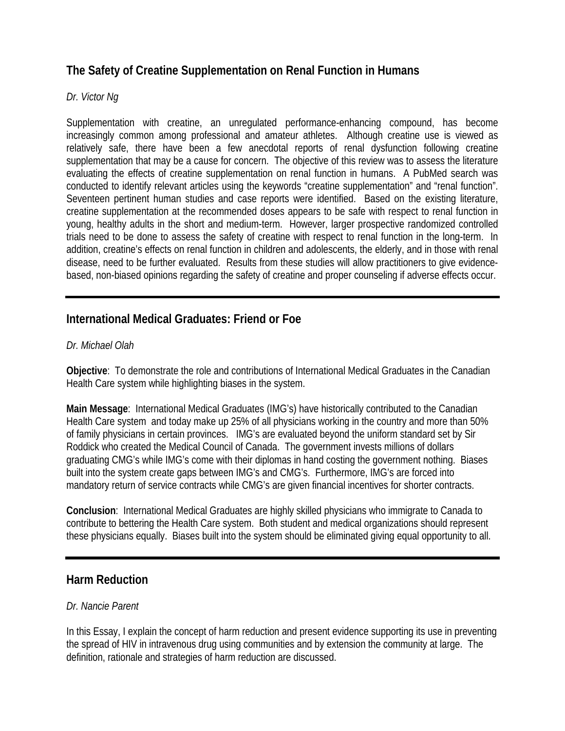## The Safety of Creatine Supplementation on Renal Function in Humans

*Dr. Victor Ng*

Supplementation with creatine, an unregulated performance-enhancing compound, has become increasingly common among professional and amateur athletes. Although creatine use is viewed as relatively safe, there have been a few anecdotal reports of renal dysfunction following creatine supplementation that may be a cause for concern. The objective of this review was to assess the literature evaluating the effects of creatine supplementation on renal function in humans. A PubMed search was conducted to identify relevant articles using the keywords “creatine supplementation” and “renal function”. Seventeen pertinent human studies and case reports were identified. Based on the existing literature, creatine supplementation at the recommended doses appears to be safe with respect to renal function in young, healthy adults in the short and medium-term. However, larger prospective randomized controlled trials need to be done to assess the safety of creatine with respect to renal function in the long-term. In addition, creatine’s effects on renal function in children and adolescents, the elderly, and in those with renal disease, need to be further evaluated. Results from these studies will allow practitioners to give evidence-based, non-biased opinions regarding the safety of creatine and proper counseling if adverse effects occur.

---

## International Medical Graduates: Friend or Foe

*Dr. Michael Olah*

**Objective**: To demonstrate the role and contributions of International Medical Graduates in the Canadian Health Care system while highlighting biases in the system.

**Main Message**: International Medical Graduates (IMG’s) have historically contributed to the Canadian Health Care system and today make up 25% of all physicians working in the country and more than 50% of family physicians in certain provinces. IMG’s are evaluated beyond the uniform standard set by Sir Roddick who created the Medical Council of Canada. The government invests millions of dollars graduating CMG’s while IMG’s come with their diplomas in hand costing the government nothing. Biases built into the system create gaps between IMG’s and CMG’s. Furthermore, IMG’s are forced into mandatory return of service contracts while CMG’s are given financial incentives for shorter contracts.

**Conclusion**: International Medical Graduates are highly skilled physicians who immigrate to Canada to contribute to bettering the Health Care system. Both student and medical organizations should represent these physicians equally. Biases built into the system should be eliminated giving equal opportunity to all.

---

## Harm Reduction

*Dr. Nancie Parent*

In this Essay, I explain the concept of harm reduction and present evidence supporting its use in preventing the spread of HIV in intravenous drug using communities and by extension the community at large. The definition, rationale and strategies of harm reduction are discussed.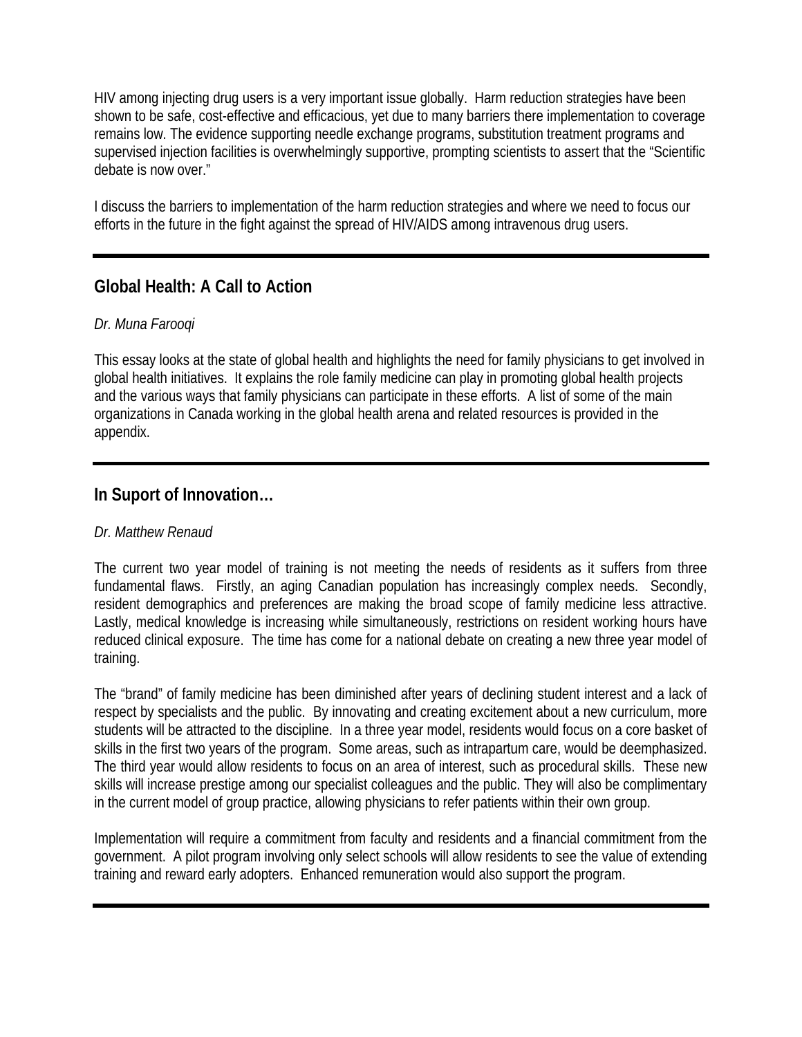HIV among injecting drug users is a very important issue globally. Harm reduction strategies have been shown to be safe, cost-effective and efficacious, yet due to many barriers there implementation to coverage remains low. The evidence supporting needle exchange programs, substitution treatment programs and supervised injection facilities is overwhelmingly supportive, prompting scientists to assert that the "Scientific debate is now over."

I discuss the barriers to implementation of the harm reduction strategies and where we need to focus our efforts in the future in the fight against the spread of HIV/AIDS among intravenous drug users.

---

## Global Health: A Call to Action

*Dr. Muna Farooqi*

This essay looks at the state of global health and highlights the need for family physicians to get involved in global health initiatives. It explains the role family medicine can play in promoting global health projects and the various ways that family physicians can participate in these efforts. A list of some of the main organizations in Canada working in the global health arena and related resources is provided in the appendix.

---

## In Suport of Innovation…

*Dr. Matthew Renaud*

The current two year model of training is not meeting the needs of residents as it suffers from three fundamental flaws. Firstly, an aging Canadian population has increasingly complex needs. Secondly, resident demographics and preferences are making the broad scope of family medicine less attractive. Lastly, medical knowledge is increasing while simultaneously, restrictions on resident working hours have reduced clinical exposure. The time has come for a national debate on creating a new three year model of training.

The "brand" of family medicine has been diminished after years of declining student interest and a lack of respect by specialists and the public. By innovating and creating excitement about a new curriculum, more students will be attracted to the discipline. In a three year model, residents would focus on a core basket of skills in the first two years of the program. Some areas, such as intrapartum care, would be deemphasized. The third year would allow residents to focus on an area of interest, such as procedural skills. These new skills will increase prestige among our specialist colleagues and the public. They will also be complimentary in the current model of group practice, allowing physicians to refer patients within their own group.

Implementation will require a commitment from faculty and residents and a financial commitment from the government. A pilot program involving only select schools will allow residents to see the value of extending training and reward early adopters. Enhanced remuneration would also support the program.

---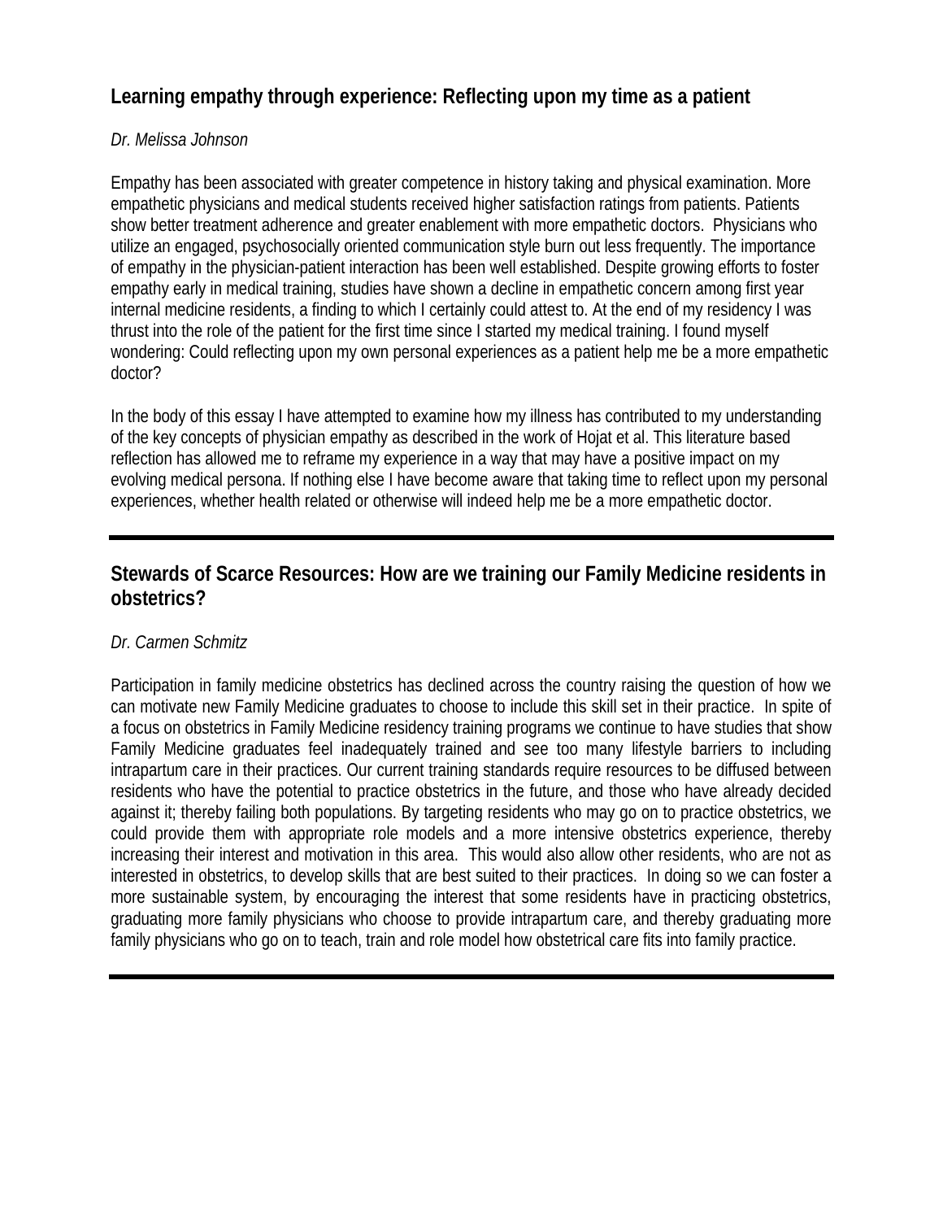## Learning empathy through experience: Reflecting upon my time as a patient

*Dr. Melissa Johnson*

Empathy has been associated with greater competence in history taking and physical examination. More empathetic physicians and medical students received higher satisfaction ratings from patients. Patients show better treatment adherence and greater enablement with more empathetic doctors. Physicians who utilize an engaged, psychosocially oriented communication style burn out less frequently. The importance of empathy in the physician-patient interaction has been well established. Despite growing efforts to foster empathy early in medical training, studies have shown a decline in empathetic concern among first year internal medicine residents, a finding to which I certainly could attest to. At the end of my residency I was thrust into the role of the patient for the first time since I started my medical training. I found myself wondering: Could reflecting upon my own personal experiences as a patient help me be a more empathetic doctor?

In the body of this essay I have attempted to examine how my illness has contributed to my understanding of the key concepts of physician empathy as described in the work of Hojat et al. This literature based reflection has allowed me to reframe my experience in a way that may have a positive impact on my evolving medical persona. If nothing else I have become aware that taking time to reflect upon my personal experiences, whether health related or otherwise will indeed help me be a more empathetic doctor.

---

## Stewards of Scarce Resources: How are we training our Family Medicine residents in obstetrics?

*Dr. Carmen Schmitz*

Participation in family medicine obstetrics has declined across the country raising the question of how we can motivate new Family Medicine graduates to choose to include this skill set in their practice. In spite of a focus on obstetrics in Family Medicine residency training programs we continue to have studies that show Family Medicine graduates feel inadequately trained and see too many lifestyle barriers to including intrapartum care in their practices. Our current training standards require resources to be diffused between residents who have the potential to practice obstetrics in the future, and those who have already decided against it; thereby failing both populations. By targeting residents who may go on to practice obstetrics, we could provide them with appropriate role models and a more intensive obstetrics experience, thereby increasing their interest and motivation in this area. This would also allow other residents, who are not as interested in obstetrics, to develop skills that are best suited to their practices. In doing so we can foster a more sustainable system, by encouraging the interest that some residents have in practicing obstetrics, graduating more family physicians who choose to provide intrapartum care, and thereby graduating more family physicians who go on to teach, train and role model how obstetrical care fits into family practice.

---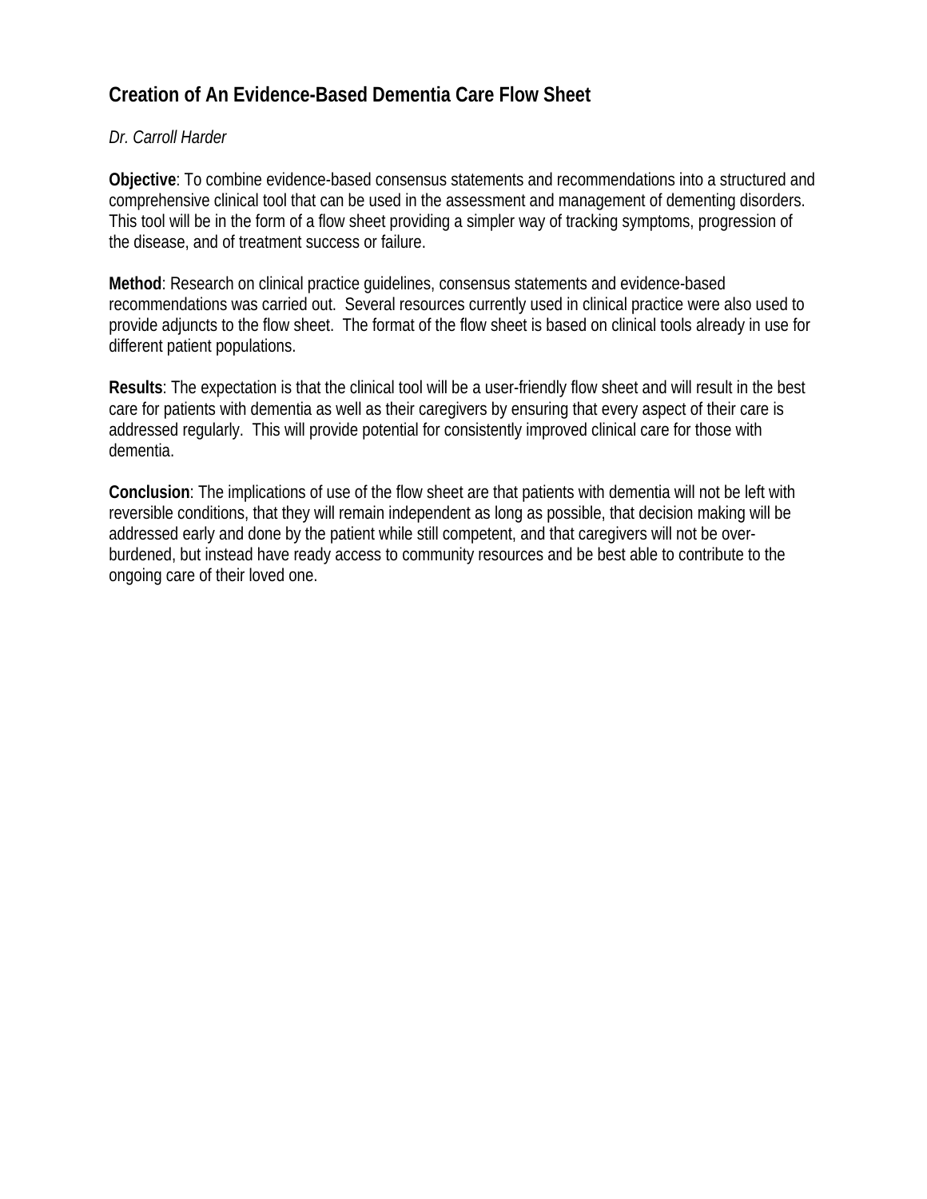## Creation of An Evidence-Based Dementia Care Flow Sheet

*Dr. Carroll Harder*

**Objective**: To combine evidence-based consensus statements and recommendations into a structured and comprehensive clinical tool that can be used in the assessment and management of dementing disorders. This tool will be in the form of a flow sheet providing a simpler way of tracking symptoms, progression of the disease, and of treatment success or failure.

**Method**: Research on clinical practice guidelines, consensus statements and evidence-based recommendations was carried out. Several resources currently used in clinical practice were also used to provide adjuncts to the flow sheet. The format of the flow sheet is based on clinical tools already in use for different patient populations.

**Results**: The expectation is that the clinical tool will be a user-friendly flow sheet and will result in the best care for patients with dementia as well as their caregivers by ensuring that every aspect of their care is addressed regularly. This will provide potential for consistently improved clinical care for those with dementia.

**Conclusion**: The implications of use of the flow sheet are that patients with dementia will not be left with reversible conditions, that they will remain independent as long as possible, that decision making will be addressed early and done by the patient while still competent, and that caregivers will not be over-burdened, but instead have ready access to community resources and be best able to contribute to the ongoing care of their loved one.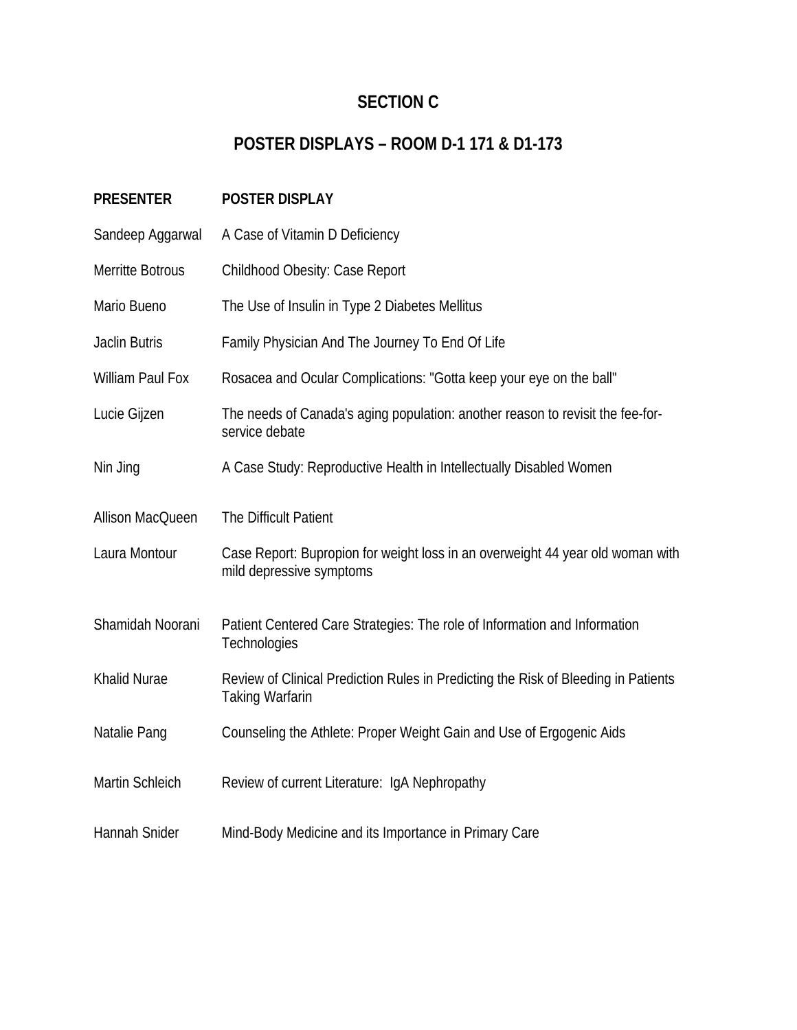# SECTION C

## POSTER DISPLAYS – ROOM D-1 171 & D1-173

| PRESENTER | POSTER DISPLAY |
|---|---|
| Sandeep Aggarwal | A Case of Vitamin D Deficiency |
| Merritte Botrous | Childhood Obesity: Case Report |
| Mario Bueno | The Use of Insulin in Type 2 Diabetes Mellitus |
| Jaclin Butris | Family Physician And The Journey To End Of Life |
| William Paul Fox | Rosacea and Ocular Complications: "Gotta keep your eye on the ball" |
| Lucie Gijzen | The needs of Canada's aging population: another reason to revisit the fee-for-service debate |
| Nin Jing | A Case Study: Reproductive Health in Intellectually Disabled Women |
| Allison MacQueen | The Difficult Patient |
| Laura Montour | Case Report: Bupropion for weight loss in an overweight 44 year old woman with mild depressive symptoms |
| Shamidah Noorani | Patient Centered Care Strategies: The role of Information and Information Technologies |
| Khalid Nurae | Review of Clinical Prediction Rules in Predicting the Risk of Bleeding in Patients Taking Warfarin |
| Natalie Pang | Counseling the Athlete: Proper Weight Gain and Use of Ergogenic Aids |
| Martin Schleich | Review of current Literature: IgA Nephropathy |
| Hannah Snider | Mind-Body Medicine and its Importance in Primary Care |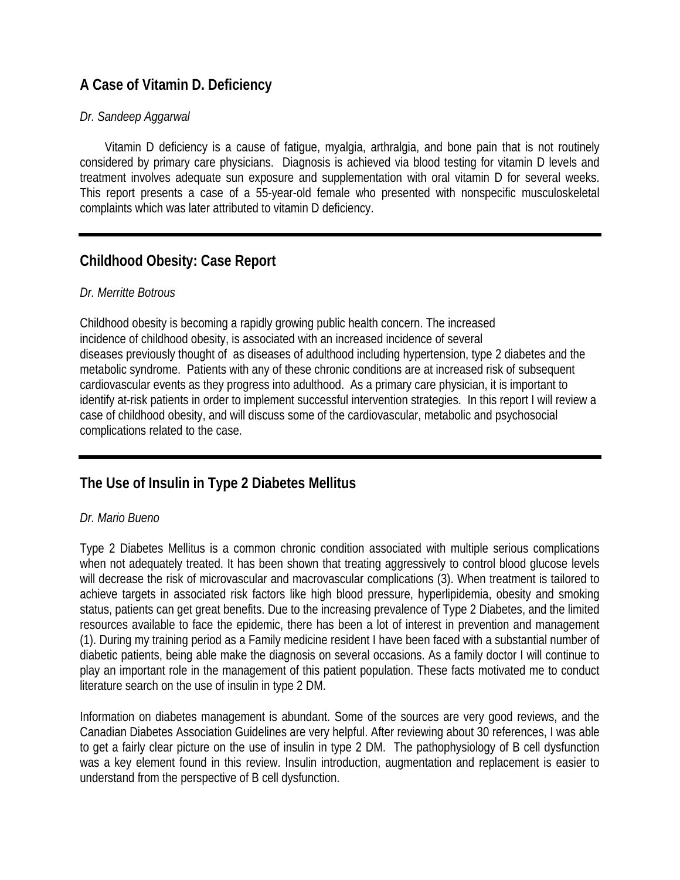## A Case of Vitamin D. Deficiency

*Dr. Sandeep Aggarwal*

Vitamin D deficiency is a cause of fatigue, myalgia, arthralgia, and bone pain that is not routinely considered by primary care physicians. Diagnosis is achieved via blood testing for vitamin D levels and treatment involves adequate sun exposure and supplementation with oral vitamin D for several weeks. This report presents a case of a 55-year-old female who presented with nonspecific musculoskeletal complaints which was later attributed to vitamin D deficiency.

---

## Childhood Obesity: Case Report

*Dr. Merritte Botrous*

Childhood obesity is becoming a rapidly growing public health concern. The increased incidence of childhood obesity, is associated with an increased incidence of several diseases previously thought of as diseases of adulthood including hypertension, type 2 diabetes and the metabolic syndrome. Patients with any of these chronic conditions are at increased risk of subsequent cardiovascular events as they progress into adulthood. As a primary care physician, it is important to identify at-risk patients in order to implement successful intervention strategies. In this report I will review a case of childhood obesity, and will discuss some of the cardiovascular, metabolic and psychosocial complications related to the case.

---

## The Use of Insulin in Type 2 Diabetes Mellitus

*Dr. Mario Bueno*

Type 2 Diabetes Mellitus is a common chronic condition associated with multiple serious complications when not adequately treated. It has been shown that treating aggressively to control blood glucose levels will decrease the risk of microvascular and macrovascular complications (3). When treatment is tailored to achieve targets in associated risk factors like high blood pressure, hyperlipidemia, obesity and smoking status, patients can get great benefits. Due to the increasing prevalence of Type 2 Diabetes, and the limited resources available to face the epidemic, there has been a lot of interest in prevention and management (1). During my training period as a Family medicine resident I have been faced with a substantial number of diabetic patients, being able make the diagnosis on several occasions. As a family doctor I will continue to play an important role in the management of this patient population. These facts motivated me to conduct literature search on the use of insulin in type 2 DM.

Information on diabetes management is abundant. Some of the sources are very good reviews, and the Canadian Diabetes Association Guidelines are very helpful. After reviewing about 30 references, I was able to get a fairly clear picture on the use of insulin in type 2 DM. The pathophysiology of B cell dysfunction was a key element found in this review. Insulin introduction, augmentation and replacement is easier to understand from the perspective of B cell dysfunction.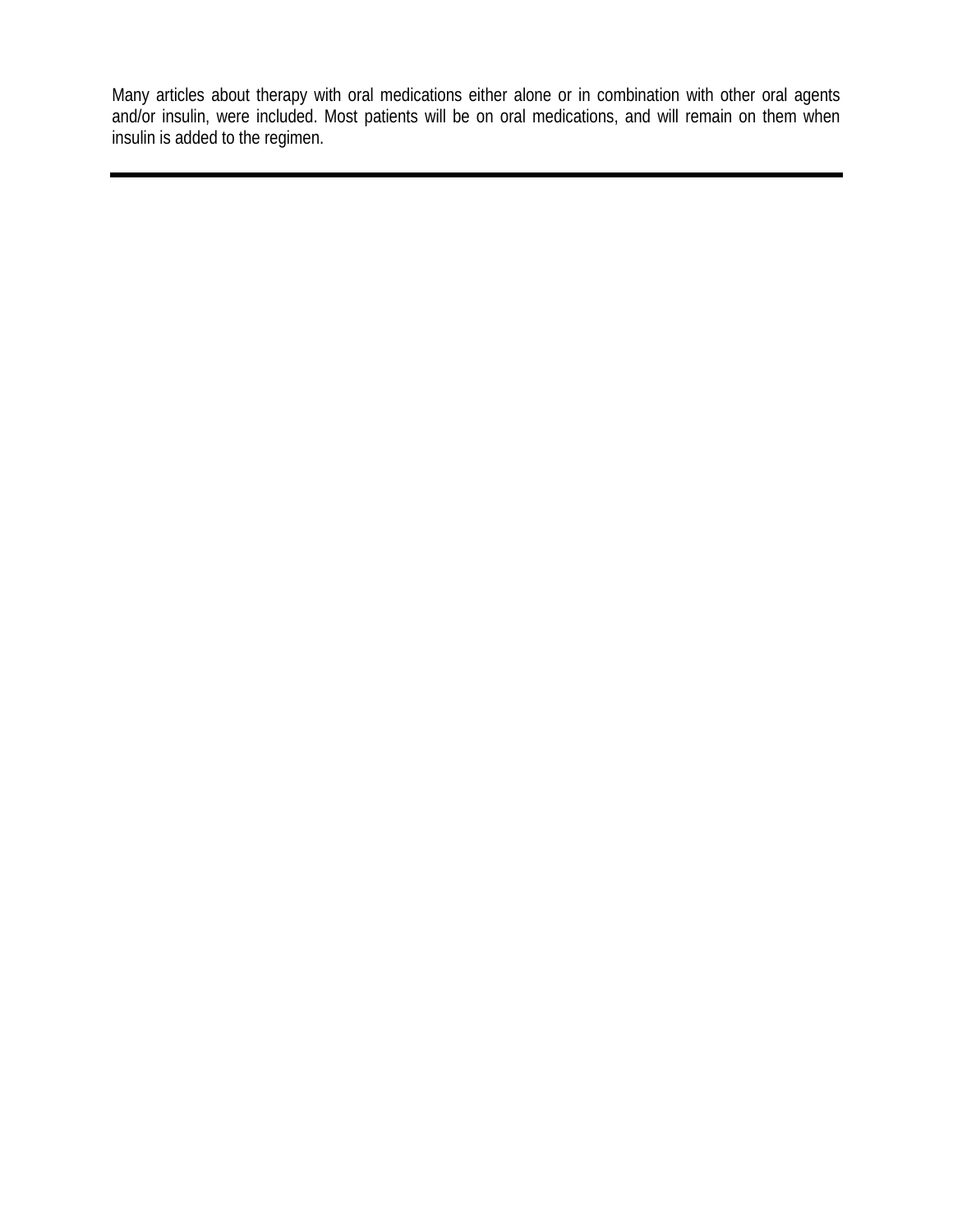Many articles about therapy with oral medications either alone or in combination with other oral agents and/or insulin, were included. Most patients will be on oral medications, and will remain on them when insulin is added to the regimen.

---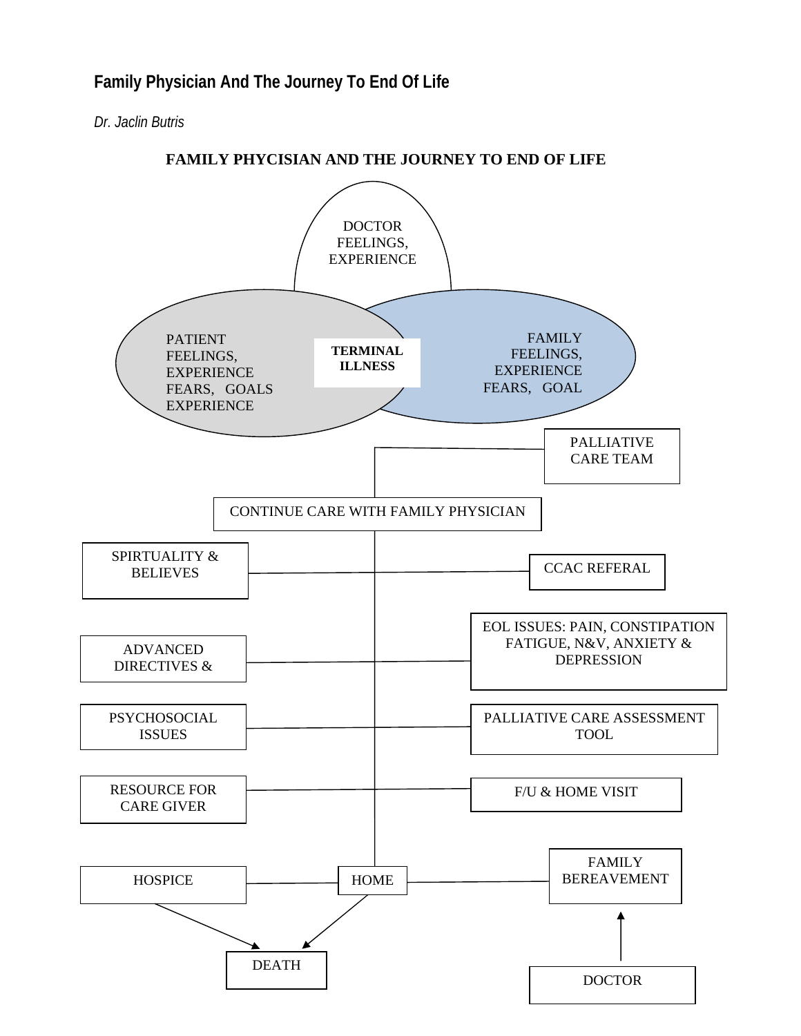## Family Physician And The Journey To End Of Life

*Dr. Jaclin Butris*

**FAMILY PHYCISIAN AND THE JOURNEY TO END OF LIFE**

DOCTOR FEELINGS, EXPERIENCE

PATIENT FEELINGS, EXPERIENCE FEARS, GOALS EXPERIENCE

**TERMINAL ILLNESS**

FAMILY FEELINGS, EXPERIENCE FEARS, GOAL

PALLIATIVE CARE TEAM

CONTINUE CARE WITH FAMILY PHYSICIAN

SPIRTUALITY & BELIEVES

CCAC REFERAL

ADVANCED DIRECTIVES &

EOL ISSUES: PAIN, CONSTIPATION FATIGUE, N&V, ANXIETY & DEPRESSION

PSYCHOSOCIAL ISSUES

PALLIATIVE CARE ASSESSMENT TOOL

RESOURCE FOR CARE GIVER

F/U & HOME VISIT

HOSPICE

HOME

FAMILY BEREAVEMENT

DEATH

DOCTOR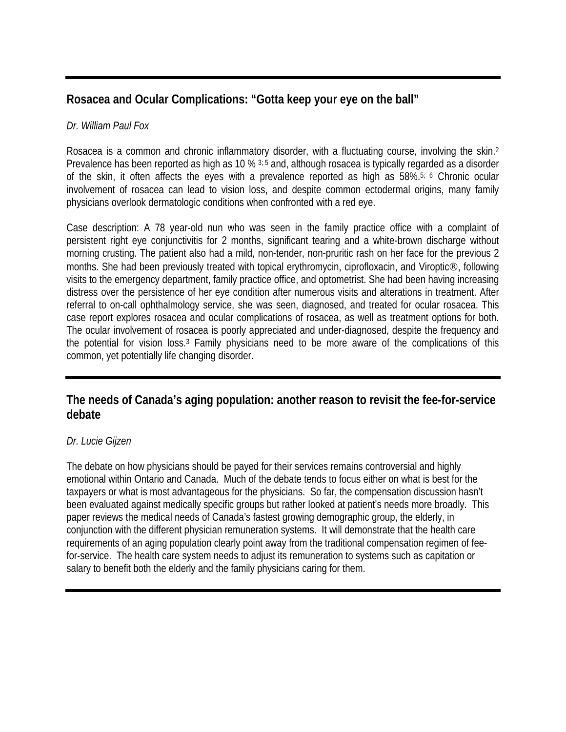## Rosacea and Ocular Complications: "Gotta keep your eye on the ball"

*Dr. William Paul Fox*

Rosacea is a common and chronic inflammatory disorder, with a fluctuating course, involving the skin.[2] Prevalence has been reported as high as 10 % [3; 5] and, although rosacea is typically regarded as a disorder of the skin, it often affects the eyes with a prevalence reported as high as 58%.[5; 6] Chronic ocular involvement of rosacea can lead to vision loss, and despite common ectodermal origins, many family physicians overlook dermatologic conditions when confronted with a red eye.

Case description: A 78 year-old nun who was seen in the family practice office with a complaint of persistent right eye conjunctivitis for 2 months, significant tearing and a white-brown discharge without morning crusting. The patient also had a mild, non-tender, non-pruritic rash on her face for the previous 2 months. She had been previously treated with topical erythromycin, ciprofloxacin, and Viroptic®, following visits to the emergency department, family practice office, and optometrist. She had been having increasing distress over the persistence of her eye condition after numerous visits and alterations in treatment. After referral to on-call ophthalmology service, she was seen, diagnosed, and treated for ocular rosacea. This case report explores rosacea and ocular complications of rosacea, as well as treatment options for both. The ocular involvement of rosacea is poorly appreciated and under-diagnosed, despite the frequency and the potential for vision loss.[3] Family physicians need to be more aware of the complications of this common, yet potentially life changing disorder.

## The needs of Canada's aging population: another reason to revisit the fee-for-service debate

*Dr. Lucie Gijzen*

The debate on how physicians should be payed for their services remains controversial and highly emotional within Ontario and Canada. Much of the debate tends to focus either on what is best for the taxpayers or what is most advantageous for the physicians. So far, the compensation discussion hasn't been evaluated against medically specific groups but rather looked at patient's needs more broadly. This paper reviews the medical needs of Canada's fastest growing demographic group, the elderly, in conjunction with the different physician remuneration systems. It will demonstrate that the health care requirements of an aging population clearly point away from the traditional compensation regimen of fee-for-service. The health care system needs to adjust its remuneration to systems such as capitation or salary to benefit both the elderly and the family physicians caring for them.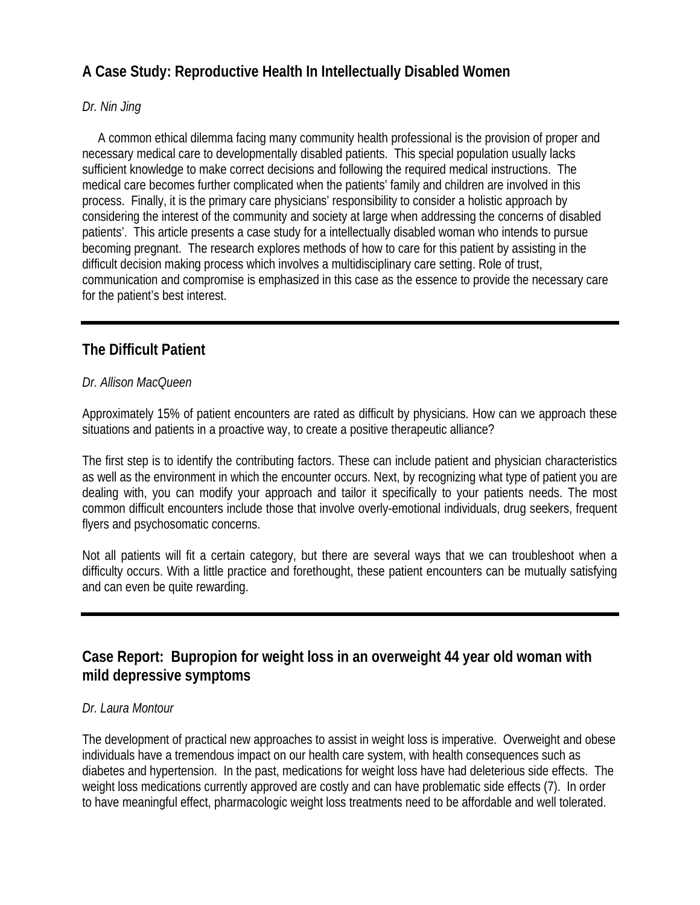## A Case Study: Reproductive Health In Intellectually Disabled Women

*Dr. Nin Jing*

A common ethical dilemma facing many community health professional is the provision of proper and necessary medical care to developmentally disabled patients. This special population usually lacks sufficient knowledge to make correct decisions and following the required medical instructions. The medical care becomes further complicated when the patients' family and children are involved in this process. Finally, it is the primary care physicians' responsibility to consider a holistic approach by considering the interest of the community and society at large when addressing the concerns of disabled patients'. This article presents a case study for a intellectually disabled woman who intends to pursue becoming pregnant. The research explores methods of how to care for this patient by assisting in the difficult decision making process which involves a multidisciplinary care setting. Role of trust, communication and compromise is emphasized in this case as the essence to provide the necessary care for the patient's best interest.

---

## The Difficult Patient

*Dr. Allison MacQueen*

Approximately 15% of patient encounters are rated as difficult by physicians. How can we approach these situations and patients in a proactive way, to create a positive therapeutic alliance?

The first step is to identify the contributing factors. These can include patient and physician characteristics as well as the environment in which the encounter occurs. Next, by recognizing what type of patient you are dealing with, you can modify your approach and tailor it specifically to your patients needs. The most common difficult encounters include those that involve overly-emotional individuals, drug seekers, frequent flyers and psychosomatic concerns.

Not all patients will fit a certain category, but there are several ways that we can troubleshoot when a difficulty occurs. With a little practice and forethought, these patient encounters can be mutually satisfying and can even be quite rewarding.

---

## Case Report: Bupropion for weight loss in an overweight 44 year old woman with mild depressive symptoms

*Dr. Laura Montour*

The development of practical new approaches to assist in weight loss is imperative. Overweight and obese individuals have a tremendous impact on our health care system, with health consequences such as diabetes and hypertension. In the past, medications for weight loss have had deleterious side effects. The weight loss medications currently approved are costly and can have problematic side effects (7). In order to have meaningful effect, pharmacologic weight loss treatments need to be affordable and well tolerated.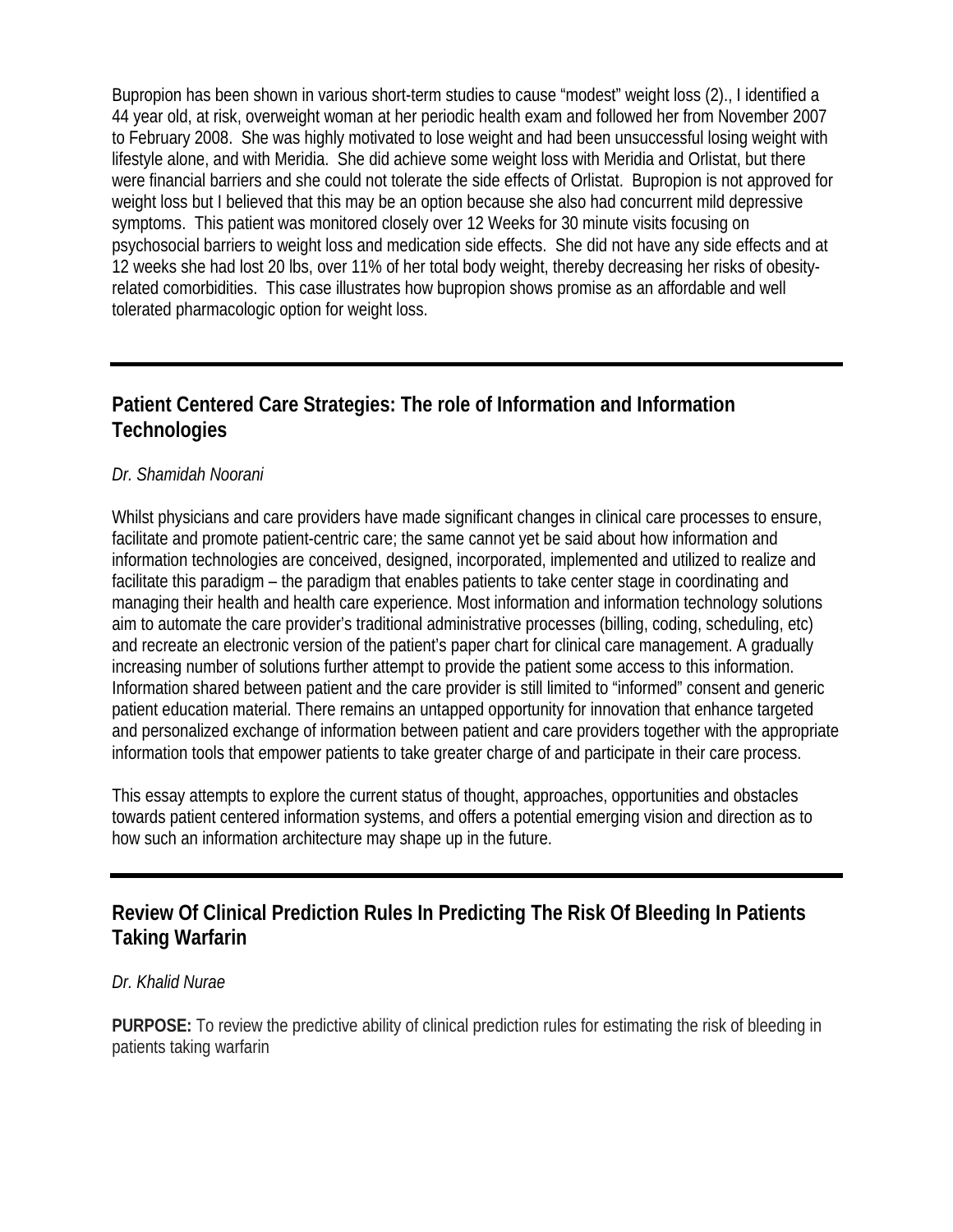Bupropion has been shown in various short-term studies to cause "modest" weight loss (2)., I identified a 44 year old, at risk, overweight woman at her periodic health exam and followed her from November 2007 to February 2008. She was highly motivated to lose weight and had been unsuccessful losing weight with lifestyle alone, and with Meridia. She did achieve some weight loss with Meridia and Orlistat, but there were financial barriers and she could not tolerate the side effects of Orlistat. Bupropion is not approved for weight loss but I believed that this may be an option because she also had concurrent mild depressive symptoms. This patient was monitored closely over 12 Weeks for 30 minute visits focusing on psychosocial barriers to weight loss and medication side effects. She did not have any side effects and at 12 weeks she had lost 20 lbs, over 11% of her total body weight, thereby decreasing her risks of obesity-related comorbidities. This case illustrates how bupropion shows promise as an affordable and well tolerated pharmacologic option for weight loss.

---

## Patient Centered Care Strategies: The role of Information and Information Technologies

*Dr. Shamidah Noorani*

Whilst physicians and care providers have made significant changes in clinical care processes to ensure, facilitate and promote patient-centric care; the same cannot yet be said about how information and information technologies are conceived, designed, incorporated, implemented and utilized to realize and facilitate this paradigm – the paradigm that enables patients to take center stage in coordinating and managing their health and health care experience. Most information and information technology solutions aim to automate the care provider's traditional administrative processes (billing, coding, scheduling, etc) and recreate an electronic version of the patient's paper chart for clinical care management. A gradually increasing number of solutions further attempt to provide the patient some access to this information. Information shared between patient and the care provider is still limited to "informed" consent and generic patient education material. There remains an untapped opportunity for innovation that enhance targeted and personalized exchange of information between patient and care providers together with the appropriate information tools that empower patients to take greater charge of and participate in their care process.

This essay attempts to explore the current status of thought, approaches, opportunities and obstacles towards patient centered information systems, and offers a potential emerging vision and direction as to how such an information architecture may shape up in the future.

---

## Review Of Clinical Prediction Rules In Predicting The Risk Of Bleeding In Patients Taking Warfarin

*Dr. Khalid Nurae*

**PURPOSE:** To review the predictive ability of clinical prediction rules for estimating the risk of bleeding in patients taking warfarin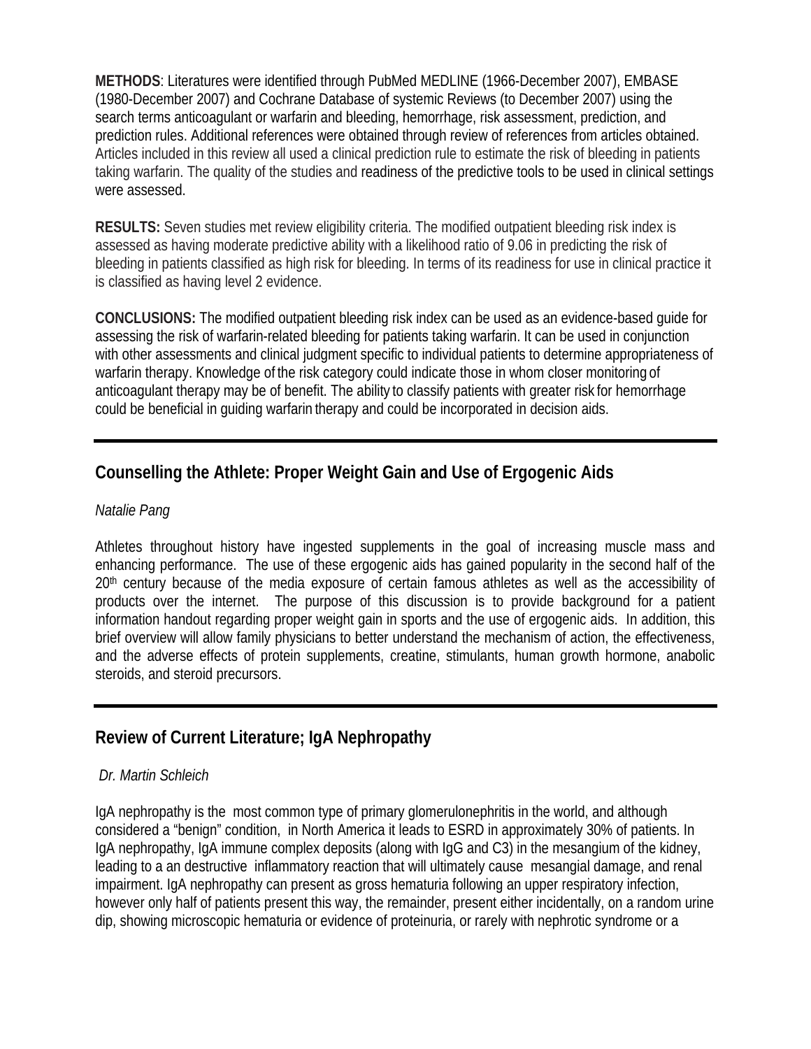**METHODS**: Literatures were identified through PubMed MEDLINE (1966-December 2007), EMBASE (1980-December 2007) and Cochrane Database of systemic Reviews (to December 2007) using the search terms anticoagulant or warfarin and bleeding, hemorrhage, risk assessment, prediction, and prediction rules. Additional references were obtained through review of references from articles obtained. Articles included in this review all used a clinical prediction rule to estimate the risk of bleeding in patients taking warfarin. The quality of the studies and readiness of the predictive tools to be used in clinical settings were assessed.

**RESULTS:** Seven studies met review eligibility criteria. The modified outpatient bleeding risk index is assessed as having moderate predictive ability with a likelihood ratio of 9.06 in predicting the risk of bleeding in patients classified as high risk for bleeding. In terms of its readiness for use in clinical practice it is classified as having level 2 evidence.

**CONCLUSIONS:** The modified outpatient bleeding risk index can be used as an evidence-based guide for assessing the risk of warfarin-related bleeding for patients taking warfarin. It can be used in conjunction with other assessments and clinical judgment specific to individual patients to determine appropriateness of warfarin therapy. Knowledge of the risk category could indicate those in whom closer monitoring of anticoagulant therapy may be of benefit. The ability to classify patients with greater risk for hemorrhage could be beneficial in guiding warfarin therapy and could be incorporated in decision aids.

---

## Counselling the Athlete: Proper Weight Gain and Use of Ergogenic Aids

*Natalie Pang*

Athletes throughout history have ingested supplements in the goal of increasing muscle mass and enhancing performance. The use of these ergogenic aids has gained popularity in the second half of the 20th century because of the media exposure of certain famous athletes as well as the accessibility of products over the internet. The purpose of this discussion is to provide background for a patient information handout regarding proper weight gain in sports and the use of ergogenic aids. In addition, this brief overview will allow family physicians to better understand the mechanism of action, the effectiveness, and the adverse effects of protein supplements, creatine, stimulants, human growth hormone, anabolic steroids, and steroid precursors.

---

## Review of Current Literature; IgA Nephropathy

*Dr. Martin Schleich*

IgA nephropathy is the most common type of primary glomerulonephritis in the world, and although considered a "benign" condition, in North America it leads to ESRD in approximately 30% of patients. In IgA nephropathy, IgA immune complex deposits (along with IgG and C3) in the mesangium of the kidney, leading to a an destructive inflammatory reaction that will ultimately cause mesangial damage, and renal impairment. IgA nephropathy can present as gross hematuria following an upper respiratory infection, however only half of patients present this way, the remainder, present either incidentally, on a random urine dip, showing microscopic hematuria or evidence of proteinuria, or rarely with nephrotic syndrome or a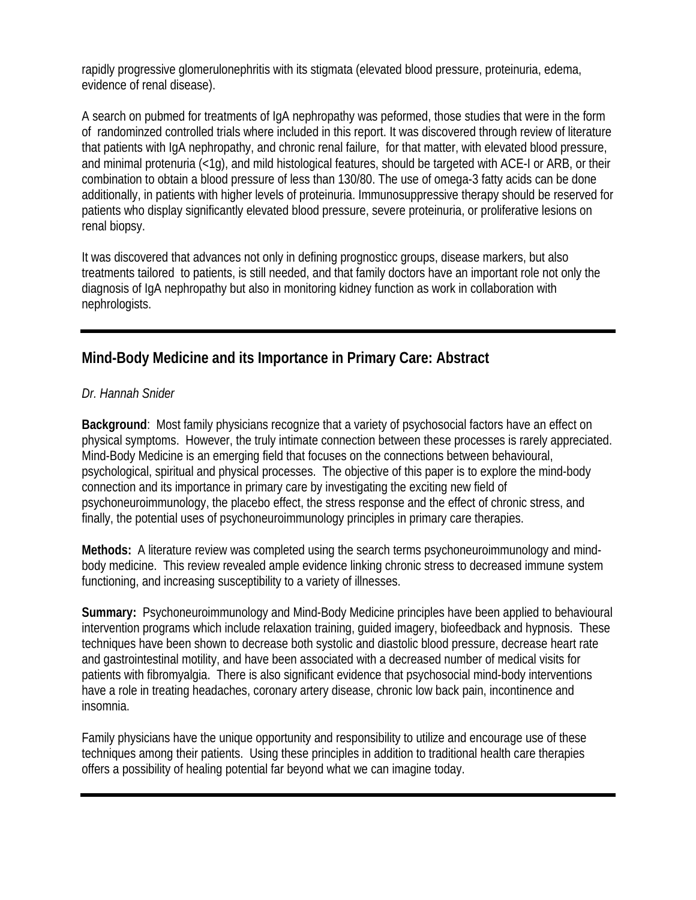rapidly progressive glomerulonephritis with its stigmata (elevated blood pressure, proteinuria, edema, evidence of renal disease).

A search on pubmed for treatments of IgA nephropathy was peformed, those studies that were in the form of randominzed controlled trials where included in this report. It was discovered through review of literature that patients with IgA nephropathy, and chronic renal failure, for that matter, with elevated blood pressure, and minimal protenuria (<1g), and mild histological features, should be targeted with ACE-I or ARB, or their combination to obtain a blood pressure of less than 130/80. The use of omega-3 fatty acids can be done additionally, in patients with higher levels of proteinuria. Immunosuppressive therapy should be reserved for patients who display significantly elevated blood pressure, severe proteinuria, or proliferative lesions on renal biopsy.

It was discovered that advances not only in defining prognosticc groups, disease markers, but also treatments tailored to patients, is still needed, and that family doctors have an important role not only the diagnosis of IgA nephropathy but also in monitoring kidney function as work in collaboration with nephrologists.

---

## Mind-Body Medicine and its Importance in Primary Care: Abstract

*Dr. Hannah Snider*

**Background**: Most family physicians recognize that a variety of psychosocial factors have an effect on physical symptoms. However, the truly intimate connection between these processes is rarely appreciated. Mind-Body Medicine is an emerging field that focuses on the connections between behavioural, psychological, spiritual and physical processes. The objective of this paper is to explore the mind-body connection and its importance in primary care by investigating the exciting new field of psychoneuroimmunology, the placebo effect, the stress response and the effect of chronic stress, and finally, the potential uses of psychoneuroimmunology principles in primary care therapies.

**Methods:** A literature review was completed using the search terms psychoneuroimmunology and mind-body medicine. This review revealed ample evidence linking chronic stress to decreased immune system functioning, and increasing susceptibility to a variety of illnesses.

**Summary:** Psychoneuroimmunology and Mind-Body Medicine principles have been applied to behavioural intervention programs which include relaxation training, guided imagery, biofeedback and hypnosis. These techniques have been shown to decrease both systolic and diastolic blood pressure, decrease heart rate and gastrointestinal motility, and have been associated with a decreased number of medical visits for patients with fibromyalgia. There is also significant evidence that psychosocial mind-body interventions have a role in treating headaches, coronary artery disease, chronic low back pain, incontinence and insomnia.

Family physicians have the unique opportunity and responsibility to utilize and encourage use of these techniques among their patients. Using these principles in addition to traditional health care therapies offers a possibility of healing potential far beyond what we can imagine today.

---